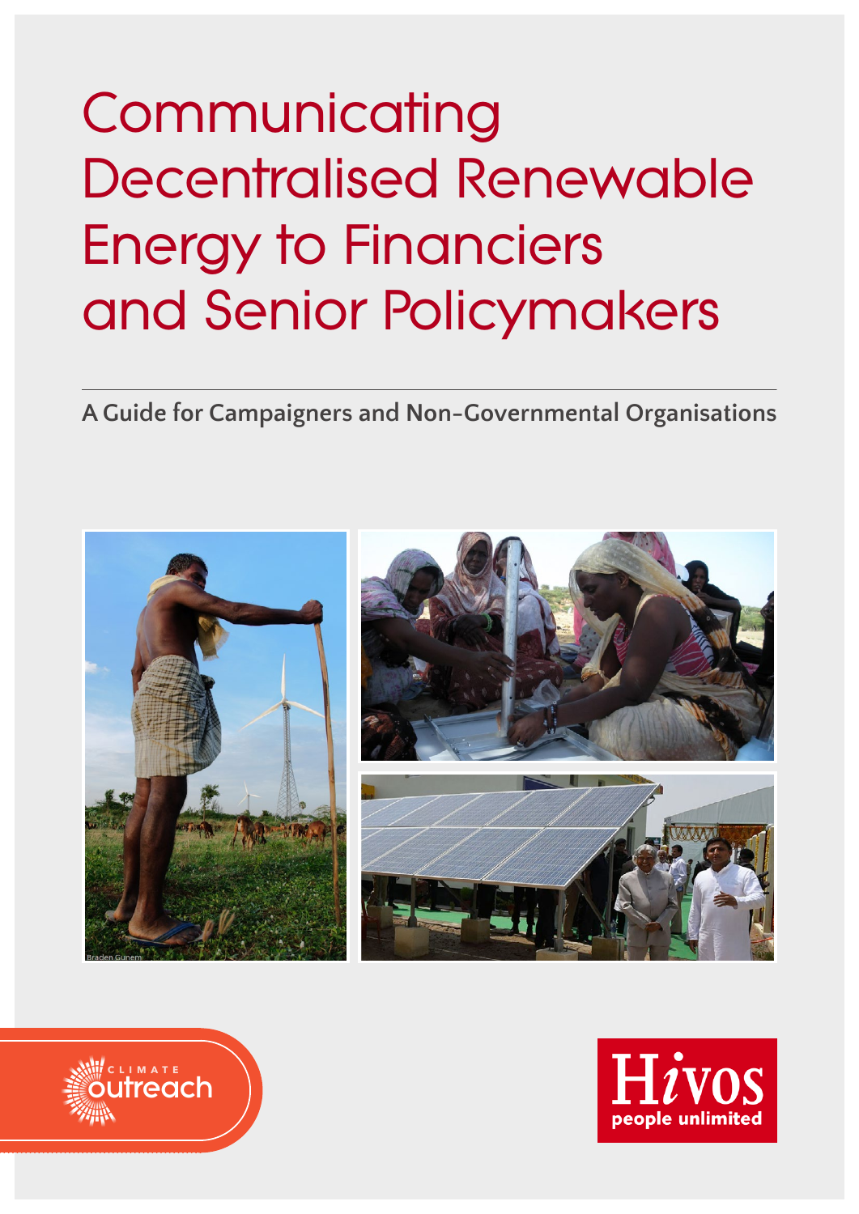# Communicating Decentralised Renewable Energy to Financiers and Senior Policymakers

**A Guide for Campaigners and Non-Governmental Organisations**

Braden Gunem

CLIMATE outreach

Hivos people unlimited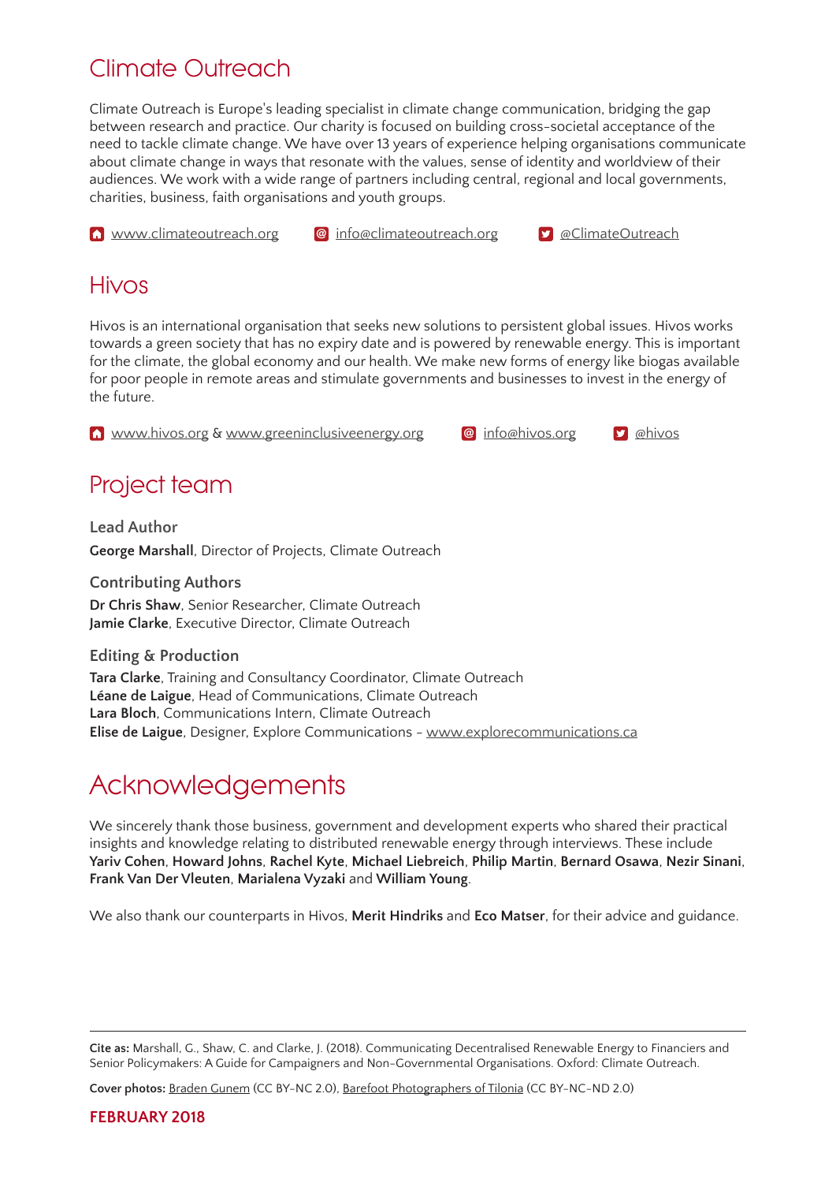## Climate Outreach

Climate Outreach is Europe's leading specialist in climate change communication, bridging the gap between research and practice. Our charity is focused on building cross-societal acceptance of the need to tackle climate change. We have over 13 years of experience helping organisations communicate about climate change in ways that resonate with the values, sense of identity and worldview of their audiences. We work with a wide range of partners including central, regional and local governments, charities, business, faith organisations and youth groups.

www.climateoutreach.org     info@climateoutreach.org     @ClimateOutreach

## Hivos

Hivos is an international organisation that seeks new solutions to persistent global issues. Hivos works towards a green society that has no expiry date and is powered by renewable energy. This is important for the climate, the global economy and our health. We make new forms of energy like biogas available for poor people in remote areas and stimulate governments and businesses to invest in the energy of the future.

www.hivos.org & www.greeninclusiveenergy.org     info@hivos.org     @hivos

## Project team

### Lead Author

**George Marshall**, Director of Projects, Climate Outreach

### Contributing Authors

**Dr Chris Shaw**, Senior Researcher, Climate Outreach
**Jamie Clarke**, Executive Director, Climate Outreach

### Editing & Production

**Tara Clarke**, Training and Consultancy Coordinator, Climate Outreach
**Léane de Laigue**, Head of Communications, Climate Outreach
**Lara Bloch**, Communications Intern, Climate Outreach
**Elise de Laigue**, Designer, Explore Communications - www.explorecommunications.ca

## Acknowledgements

We sincerely thank those business, government and development experts who shared their practical insights and knowledge relating to distributed renewable energy through interviews. These include **Yariv Cohen**, **Howard Johns**, **Rachel Kyte**, **Michael Liebreich**, **Philip Martin**, **Bernard Osawa**, **Nezir Sinani**, **Frank Van Der Vleuten**, **Marialena Vyzaki** and **William Young**.

We also thank our counterparts in Hivos, **Merit Hindriks** and **Eco Matser**, for their advice and guidance.

---

**Cite as:** Marshall, G., Shaw, C. and Clarke, J. (2018). Communicating Decentralised Renewable Energy to Financiers and Senior Policymakers: A Guide for Campaigners and Non-Governmental Organisations. Oxford: Climate Outreach.

**Cover photos:** Braden Gunem (CC BY-NC 2.0), Barefoot Photographers of Tilonia (CC BY-NC-ND 2.0)

**FEBRUARY 2018**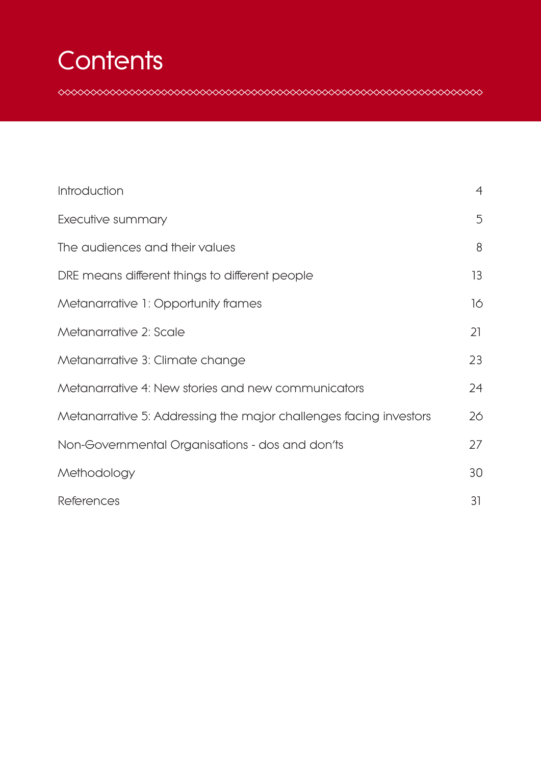# Contents

| | |
|---|---|
| Introduction | 4 |
| Executive summary | 5 |
| The audiences and their values | 8 |
| DRE means different things to different people | 13 |
| Metanarrative 1: Opportunity frames | 16 |
| Metanarrative 2: Scale | 21 |
| Metanarrative 3: Climate change | 23 |
| Metanarrative 4: New stories and new communicators | 24 |
| Metanarrative 5: Addressing the major challenges facing investors | 26 |
| Non-Governmental Organisations - dos and don'ts | 27 |
| Methodology | 30 |
| References | 31 |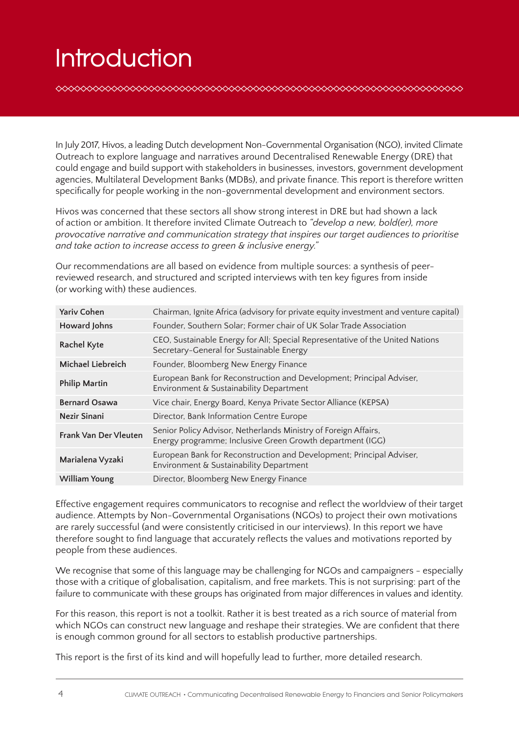# Introduction

In July 2017, Hivos, a leading Dutch development Non-Governmental Organisation (NGO), invited Climate Outreach to explore language and narratives around Decentralised Renewable Energy (DRE) that could engage and build support with stakeholders in businesses, investors, government development agencies, Multilateral Development Banks (MDBs), and private finance. This report is therefore written specifically for people working in the non-governmental development and environment sectors.

Hivos was concerned that these sectors all show strong interest in DRE but had shown a lack of action or ambition. It therefore invited Climate Outreach to *"develop a new, bold(er), more provocative narrative and communication strategy that inspires our target audiences to prioritise and take action to increase access to green & inclusive energy."*

Our recommendations are all based on evidence from multiple sources: a synthesis of peer-reviewed research, and structured and scripted interviews with ten key figures from inside (or working with) these audiences.

| | |
|---|---|
| **Yariv Cohen** | Chairman, Ignite Africa (advisory for private equity investment and venture capital) |
| **Howard Johns** | Founder, Southern Solar; Former chair of UK Solar Trade Association |
| **Rachel Kyte** | CEO, Sustainable Energy for All; Special Representative of the United Nations Secretary-General for Sustainable Energy |
| **Michael Liebreich** | Founder, Bloomberg New Energy Finance |
| **Philip Martin** | European Bank for Reconstruction and Development; Principal Adviser, Environment & Sustainability Department |
| **Bernard Osawa** | Vice chair, Energy Board, Kenya Private Sector Alliance (KEPSA) |
| **Nezir Sinani** | Director, Bank Information Centre Europe |
| **Frank Van Der Vleuten** | Senior Policy Advisor, Netherlands Ministry of Foreign Affairs, Energy programme; Inclusive Green Growth department (IGG) |
| **Marialena Vyzaki** | European Bank for Reconstruction and Development; Principal Adviser, Environment & Sustainability Department |
| **William Young** | Director, Bloomberg New Energy Finance |

Effective engagement requires communicators to recognise and reflect the worldview of their target audience. Attempts by Non-Governmental Organisations (NGOs) to project their own motivations are rarely successful (and were consistently criticised in our interviews). In this report we have therefore sought to find language that accurately reflects the values and motivations reported by people from these audiences.

We recognise that some of this language may be challenging for NGOs and campaigners - especially those with a critique of globalisation, capitalism, and free markets. This is not surprising: part of the failure to communicate with these groups has originated from major differences in values and identity.

For this reason, this report is not a toolkit. Rather it is best treated as a rich source of material from which NGOs can construct new language and reshape their strategies. We are confident that there is enough common ground for all sectors to establish productive partnerships.

This report is the first of its kind and will hopefully lead to further, more detailed research.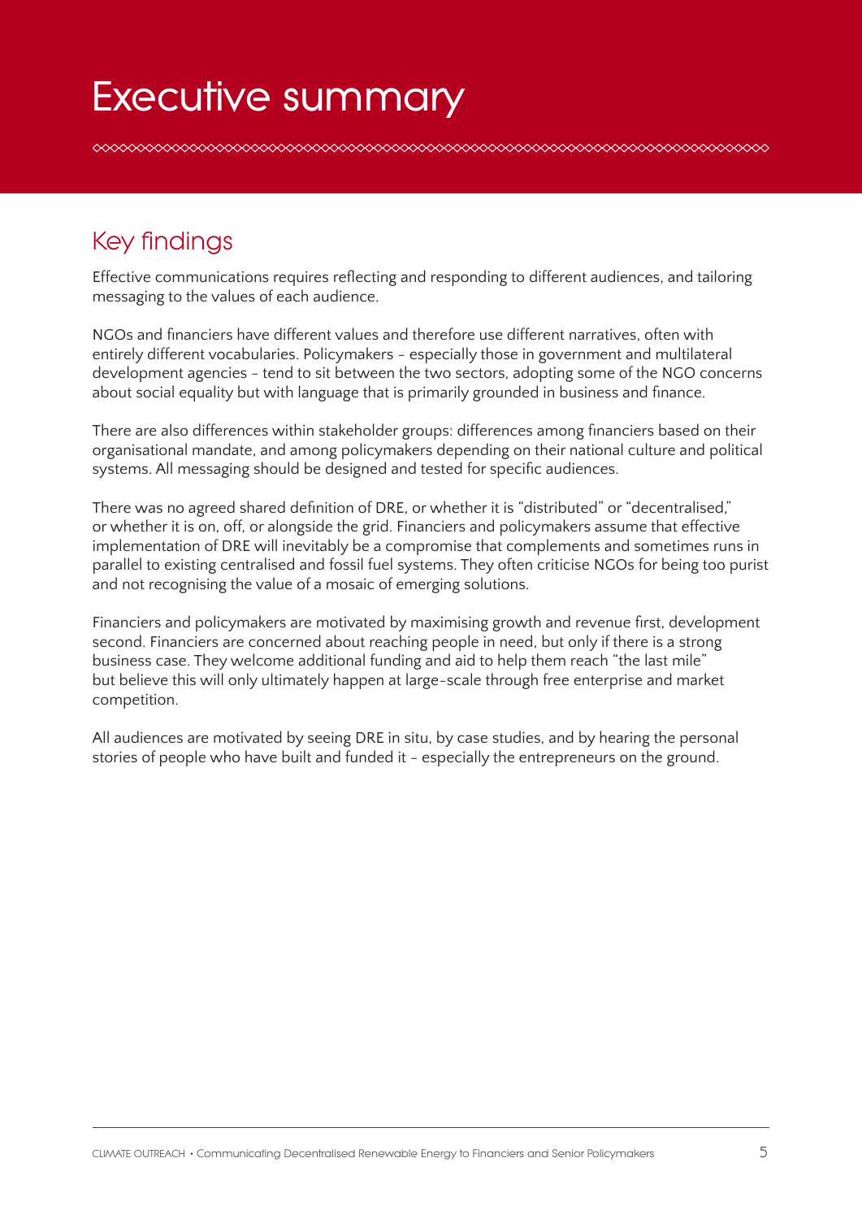# Executive summary

## Key findings

Effective communications requires reflecting and responding to different audiences, and tailoring messaging to the values of each audience.

NGOs and financiers have different values and therefore use different narratives, often with entirely different vocabularies. Policymakers - especially those in government and multilateral development agencies - tend to sit between the two sectors, adopting some of the NGO concerns about social equality but with language that is primarily grounded in business and finance.

There are also differences within stakeholder groups: differences among financiers based on their organisational mandate, and among policymakers depending on their national culture and political systems. All messaging should be designed and tested for specific audiences.

There was no agreed shared definition of DRE, or whether it is "distributed" or "decentralised," or whether it is on, off, or alongside the grid. Financiers and policymakers assume that effective implementation of DRE will inevitably be a compromise that complements and sometimes runs in parallel to existing centralised and fossil fuel systems. They often criticise NGOs for being too purist and not recognising the value of a mosaic of emerging solutions.

Financiers and policymakers are motivated by maximising growth and revenue first, development second. Financiers are concerned about reaching people in need, but only if there is a strong business case. They welcome additional funding and aid to help them reach "the last mile" but believe this will only ultimately happen at large-scale through free enterprise and market competition.

All audiences are motivated by seeing DRE in situ, by case studies, and by hearing the personal stories of people who have built and funded it - especially the entrepreneurs on the ground.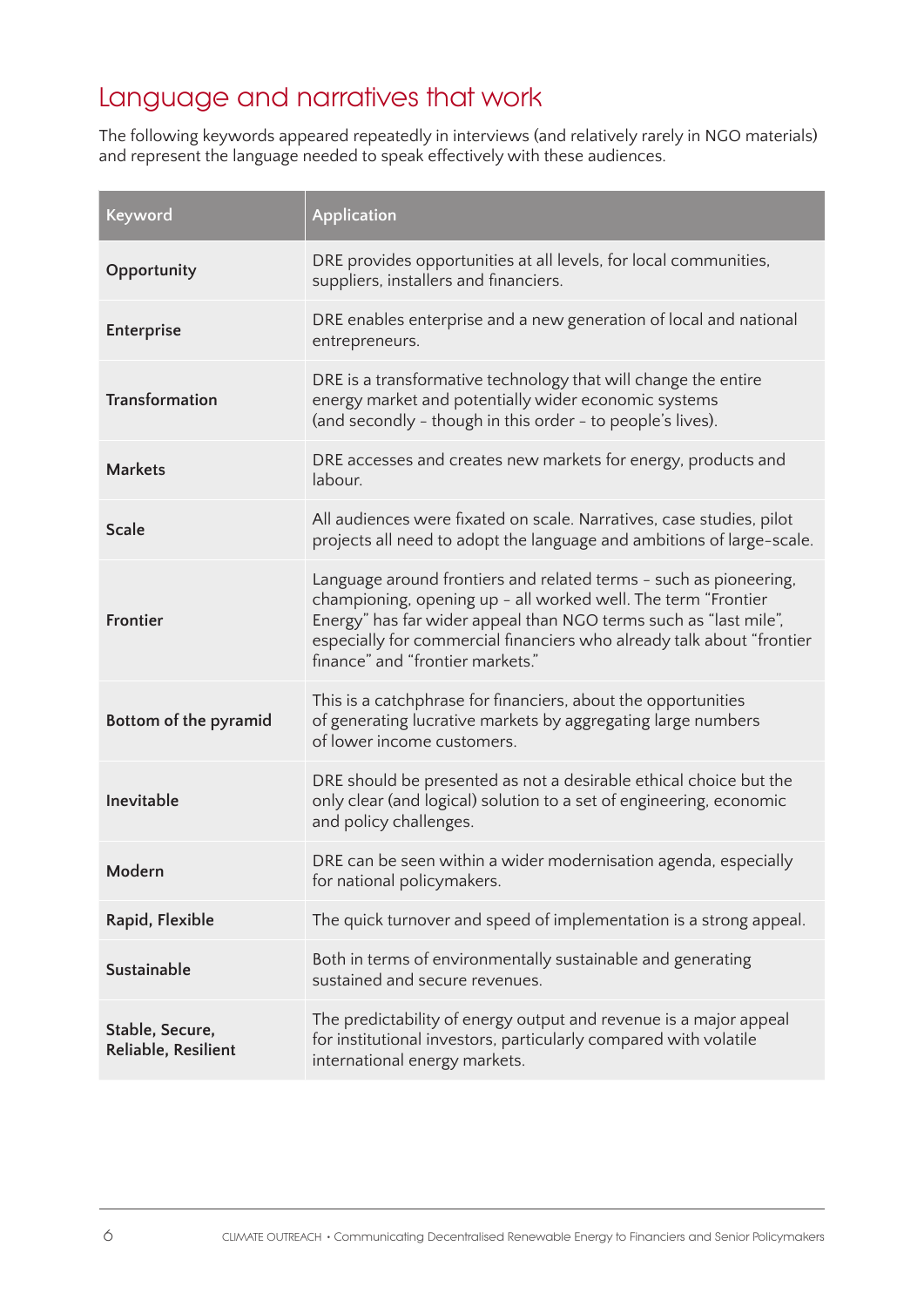## Language and narratives that work

The following keywords appeared repeatedly in interviews (and relatively rarely in NGO materials) and represent the language needed to speak effectively with these audiences.

| Keyword | Application |
| --- | --- |
| **Opportunity** | DRE provides opportunities at all levels, for local communities, suppliers, installers and financiers. |
| **Enterprise** | DRE enables enterprise and a new generation of local and national entrepreneurs. |
| **Transformation** | DRE is a transformative technology that will change the entire energy market and potentially wider economic systems (and secondly – though in this order – to people's lives). |
| **Markets** | DRE accesses and creates new markets for energy, products and labour. |
| **Scale** | All audiences were fixated on scale. Narratives, case studies, pilot projects all need to adopt the language and ambitions of large-scale. |
| **Frontier** | Language around frontiers and related terms – such as pioneering, championing, opening up – all worked well. The term "Frontier Energy" has far wider appeal than NGO terms such as "last mile", especially for commercial financiers who already talk about "frontier finance" and "frontier markets." |
| **Bottom of the pyramid** | This is a catchphrase for financiers, about the opportunities of generating lucrative markets by aggregating large numbers of lower income customers. |
| **Inevitable** | DRE should be presented as not a desirable ethical choice but the only clear (and logical) solution to a set of engineering, economic and policy challenges. |
| **Modern** | DRE can be seen within a wider modernisation agenda, especially for national policymakers. |
| **Rapid, Flexible** | The quick turnover and speed of implementation is a strong appeal. |
| **Sustainable** | Both in terms of environmentally sustainable and generating sustained and secure revenues. |
| **Stable, Secure, Reliable, Resilient** | The predictability of energy output and revenue is a major appeal for institutional investors, particularly compared with volatile international energy markets. |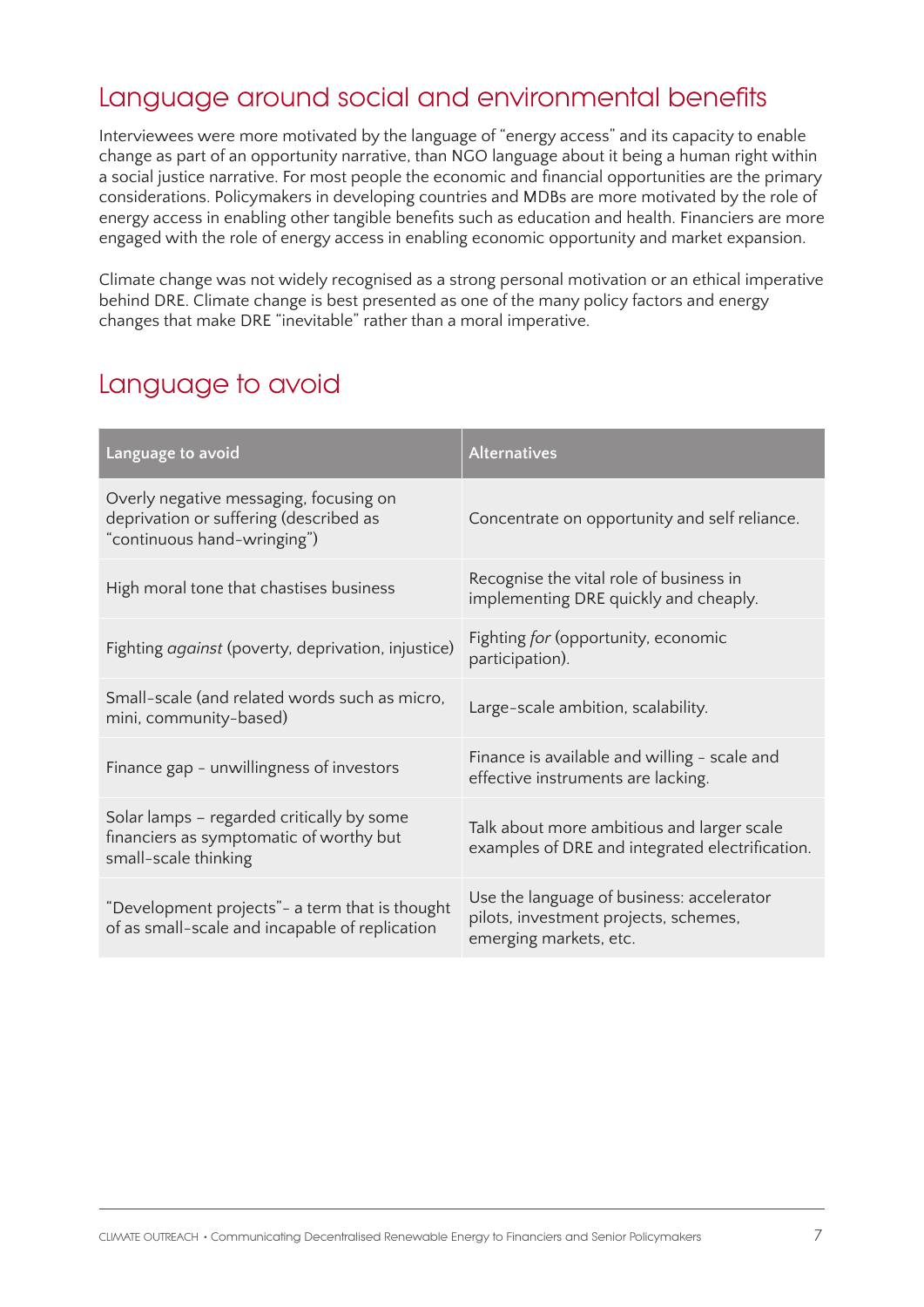## Language around social and environmental benefits

Interviewees were more motivated by the language of "energy access" and its capacity to enable change as part of an opportunity narrative, than NGO language about it being a human right within a social justice narrative. For most people the economic and financial opportunities are the primary considerations. Policymakers in developing countries and MDBs are more motivated by the role of energy access in enabling other tangible benefits such as education and health. Financiers are more engaged with the role of energy access in enabling economic opportunity and market expansion.

Climate change was not widely recognised as a strong personal motivation or an ethical imperative behind DRE. Climate change is best presented as one of the many policy factors and energy changes that make DRE "inevitable" rather than a moral imperative.

## Language to avoid

| Language to avoid | Alternatives |
|---|---|
| Overly negative messaging, focusing on deprivation or suffering (described as "continuous hand-wringing") | Concentrate on opportunity and self reliance. |
| High moral tone that chastises business | Recognise the vital role of business in implementing DRE quickly and cheaply. |
| Fighting *against* (poverty, deprivation, injustice) | Fighting *for* (opportunity, economic participation). |
| Small-scale (and related words such as micro, mini, community-based) | Large-scale ambition, scalability. |
| Finance gap - unwillingness of investors | Finance is available and willing - scale and effective instruments are lacking. |
| Solar lamps – regarded critically by some financiers as symptomatic of worthy but small-scale thinking | Talk about more ambitious and larger scale examples of DRE and integrated electrification. |
| "Development projects"- a term that is thought of as small-scale and incapable of replication | Use the language of business: accelerator pilots, investment projects, schemes, emerging markets, etc. |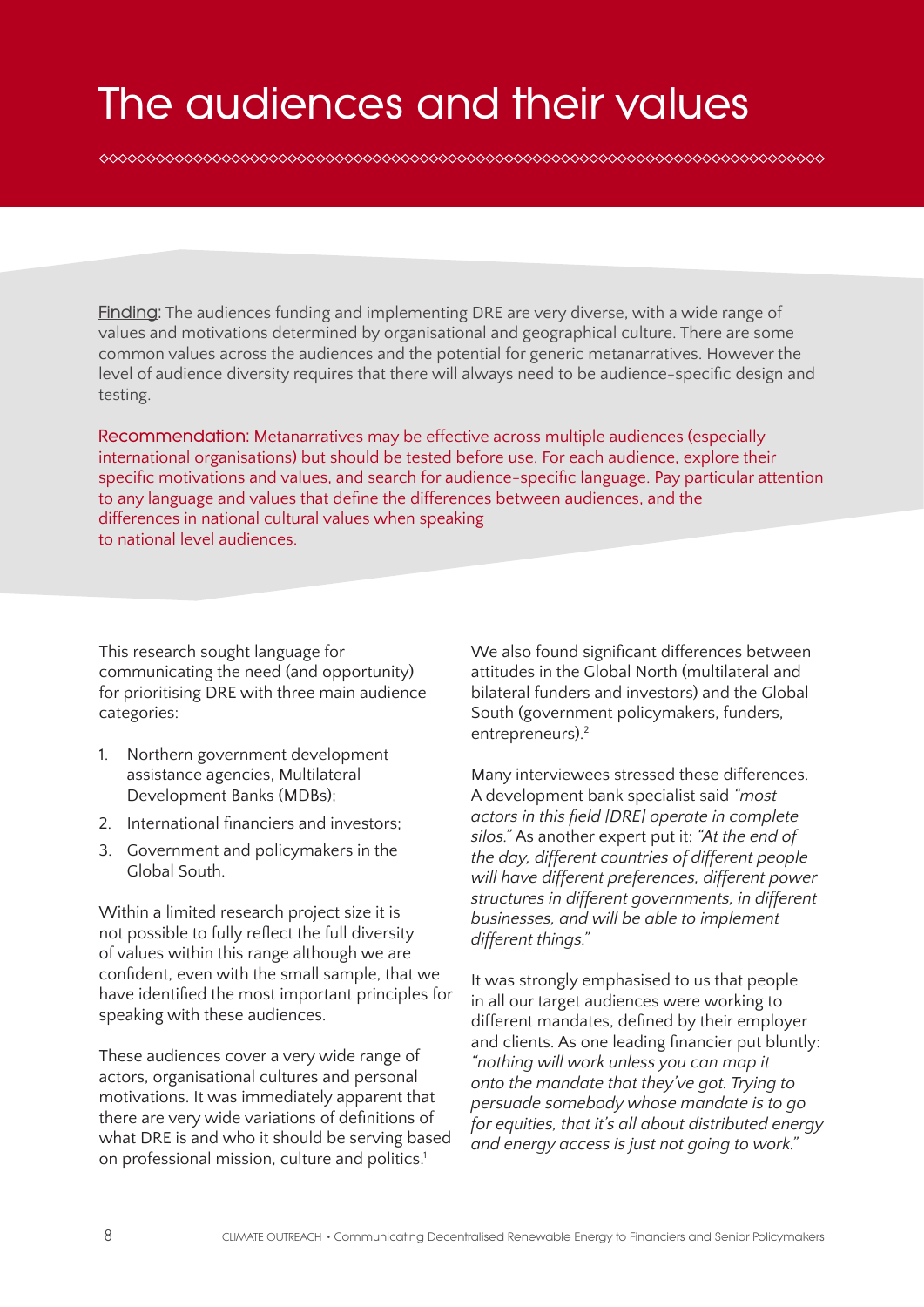# The audiences and their values

**Finding:** The audiences funding and implementing DRE are very diverse, with a wide range of values and motivations determined by organisational and geographical culture. There are some common values across the audiences and the potential for generic metanarratives. However the level of audience diversity requires that there will always need to be audience-specific design and testing.

**Recommendation:** Metanarratives may be effective across multiple audiences (especially international organisations) but should be tested before use. For each audience, explore their specific motivations and values, and search for audience-specific language. Pay particular attention to any language and values that define the differences between audiences, and the differences in national cultural values when speaking to national level audiences.

This research sought language for communicating the need (and opportunity) for prioritising DRE with three main audience categories:

1. Northern government development assistance agencies, Multilateral Development Banks (MDBs);
2. International financiers and investors;
3. Government and policymakers in the Global South.

Within a limited research project size it is not possible to fully reflect the full diversity of values within this range although we are confident, even with the small sample, that we have identified the most important principles for speaking with these audiences.

These audiences cover a very wide range of actors, organisational cultures and personal motivations. It was immediately apparent that there are very wide variations of definitions of what DRE is and who it should be serving based on professional mission, culture and politics.[1]

We also found significant differences between attitudes in the Global North (multilateral and bilateral funders and investors) and the Global South (government policymakers, funders, entrepreneurs).[2]

Many interviewees stressed these differences. A development bank specialist said *"most actors in this field [DRE] operate in complete silos."* As another expert put it: *"At the end of the day, different countries of different people will have different preferences, different power structures in different governments, in different businesses, and will be able to implement different things."*

It was strongly emphasised to us that people in all our target audiences were working to different mandates, defined by their employer and clients. As one leading financier put bluntly: *"nothing will work unless you can map it onto the mandate that they've got. Trying to persuade somebody whose mandate is to go for equities, that it's all about distributed energy and energy access is just not going to work."*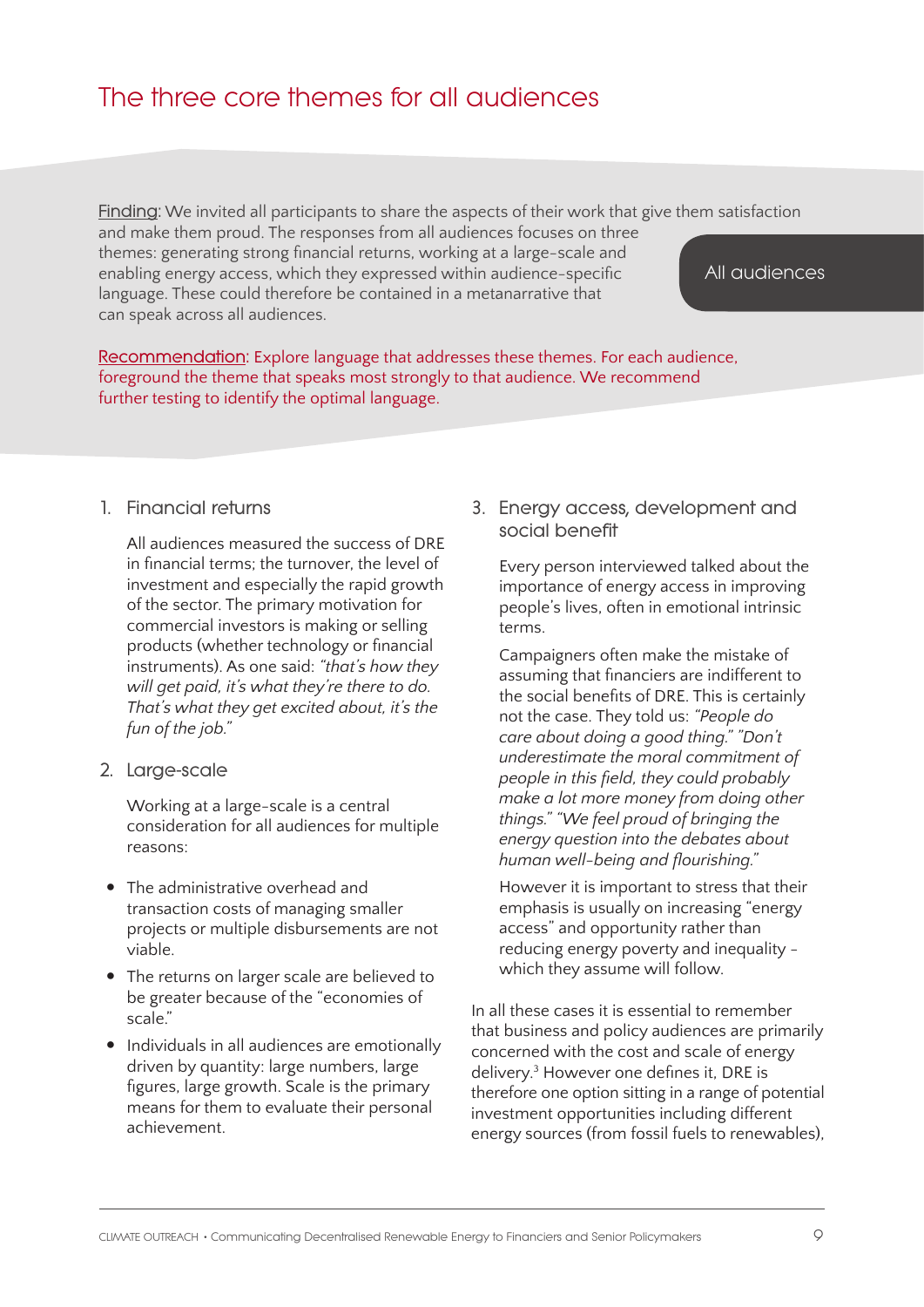# The three core themes for all audiences

All audiences

Finding: We invited all participants to share the aspects of their work that give them satisfaction and make them proud. The responses from all audiences focuses on three themes: generating strong financial returns, working at a large-scale and enabling energy access, which they expressed within audience-specific language. These could therefore be contained in a metanarrative that can speak across all audiences.

Recommendation: Explore language that addresses these themes. For each audience, foreground the theme that speaks most strongly to that audience. We recommend further testing to identify the optimal language.

## 1. Financial returns

All audiences measured the success of DRE in financial terms; the turnover, the level of investment and especially the rapid growth of the sector. The primary motivation for commercial investors is making or selling products (whether technology or financial instruments). As one said: *"that's how they will get paid, it's what they're there to do. That's what they get excited about, it's the fun of the job."*

## 2. Large-scale

Working at a large-scale is a central consideration for all audiences for multiple reasons:

- The administrative overhead and transaction costs of managing smaller projects or multiple disbursements are not viable.
- The returns on larger scale are believed to be greater because of the "economies of scale."
- Individuals in all audiences are emotionally driven by quantity: large numbers, large figures, large growth. Scale is the primary means for them to evaluate their personal achievement.

## 3. Energy access, development and social benefit

Every person interviewed talked about the importance of energy access in improving people's lives, often in emotional intrinsic terms.

Campaigners often make the mistake of assuming that financiers are indifferent to the social benefits of DRE. This is certainly not the case. They told us: *"People do care about doing a good thing." "Don't underestimate the moral commitment of people in this field, they could probably make a lot more money from doing other things." "We feel proud of bringing the energy question into the debates about human well-being and flourishing."*

However it is important to stress that their emphasis is usually on increasing "energy access" and opportunity rather than reducing energy poverty and inequality - which they assume will follow.

In all these cases it is essential to remember that business and policy audiences are primarily concerned with the cost and scale of energy delivery.[3] However one defines it, DRE is therefore one option sitting in a range of potential investment opportunities including different energy sources (from fossil fuels to renewables),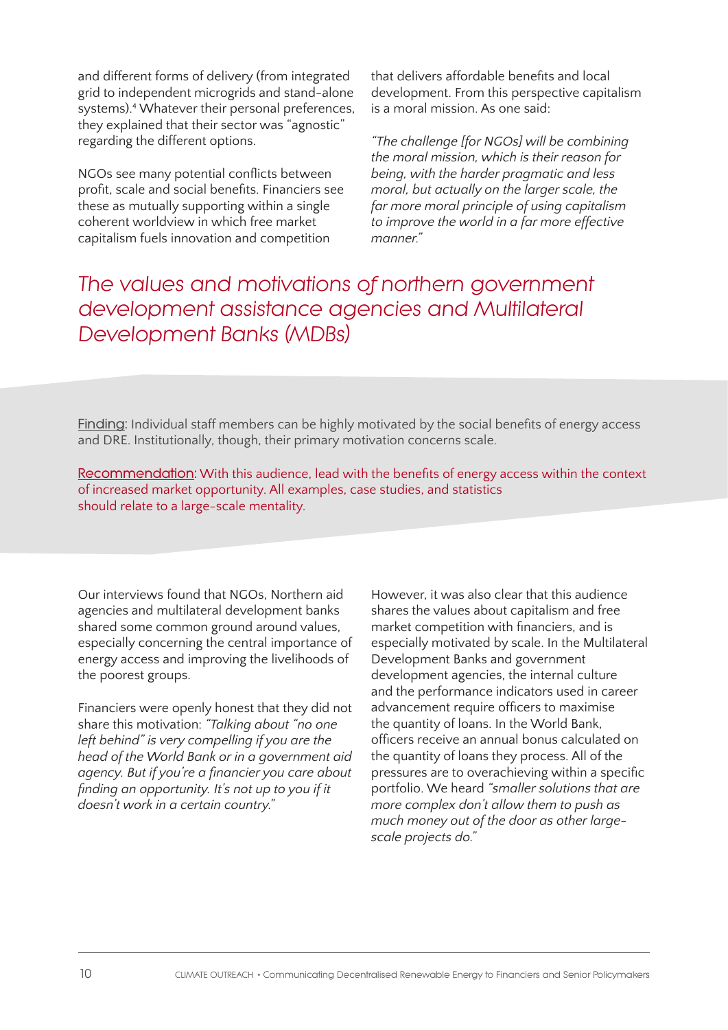and different forms of delivery (from integrated grid to independent microgrids and stand-alone systems).[4] Whatever their personal preferences, they explained that their sector was "agnostic" regarding the different options.

NGOs see many potential conflicts between profit, scale and social benefits. Financiers see these as mutually supporting within a single coherent worldview in which free market capitalism fuels innovation and competition that delivers affordable benefits and local development. From this perspective capitalism is a moral mission. As one said:

*"The challenge [for NGOs] will be combining the moral mission, which is their reason for being, with the harder pragmatic and less moral, but actually on the larger scale, the far more moral principle of using capitalism to improve the world in a far more effective manner."*

## *The values and motivations of northern government development assistance agencies and Multilateral Development Banks (MDBs)*

Finding: Individual staff members can be highly motivated by the social benefits of energy access and DRE. Institutionally, though, their primary motivation concerns scale.

Recommendation: With this audience, lead with the benefits of energy access within the context of increased market opportunity. All examples, case studies, and statistics should relate to a large-scale mentality.

Our interviews found that NGOs, Northern aid agencies and multilateral development banks shared some common ground around values, especially concerning the central importance of energy access and improving the livelihoods of the poorest groups.

Financiers were openly honest that they did not share this motivation: *"Talking about "no one left behind" is very compelling if you are the head of the World Bank or in a government aid agency. But if you're a financier you care about finding an opportunity. It's not up to you if it doesn't work in a certain country."*

However, it was also clear that this audience shares the values about capitalism and free market competition with financiers, and is especially motivated by scale. In the Multilateral Development Banks and government development agencies, the internal culture and the performance indicators used in career advancement require officers to maximise the quantity of loans. In the World Bank, officers receive an annual bonus calculated on the quantity of loans they process. All of the pressures are to overachieving within a specific portfolio. We heard *"smaller solutions that are more complex don't allow them to push as much money out of the door as other large-scale projects do."*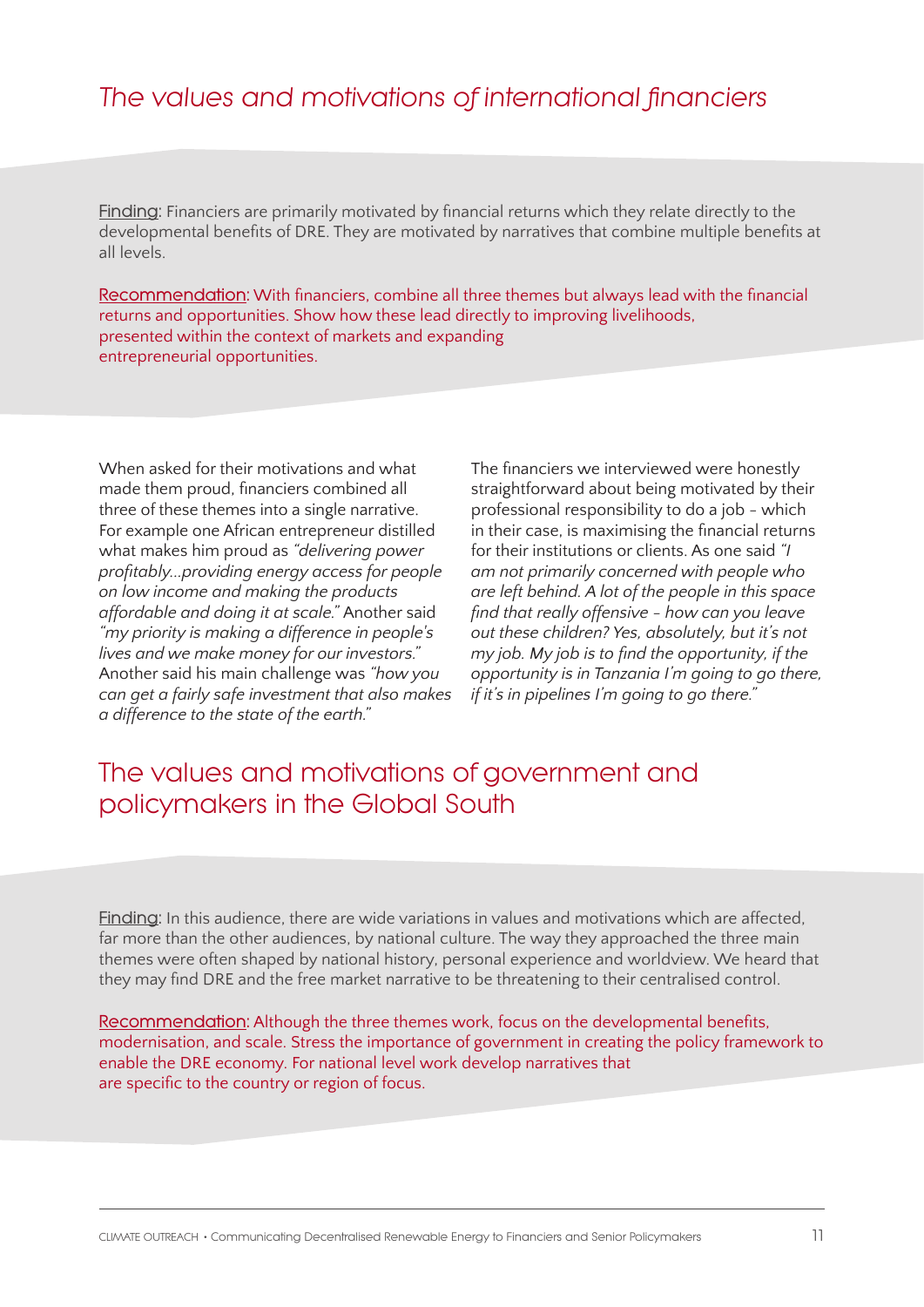## *The values and motivations of international financiers*

Finding: Financiers are primarily motivated by financial returns which they relate directly to the developmental benefits of DRE. They are motivated by narratives that combine multiple benefits at all levels.

Recommendation: With financiers, combine all three themes but always lead with the financial returns and opportunities. Show how these lead directly to improving livelihoods, presented within the context of markets and expanding entrepreneurial opportunities.

When asked for their motivations and what made them proud, financiers combined all three of these themes into a single narrative. For example one African entrepreneur distilled what makes him proud as *"delivering power profitably...providing energy access for people on low income and making the products affordable and doing it at scale."* Another said *"my priority is making a difference in people's lives and we make money for our investors."* Another said his main challenge was *"how you can get a fairly safe investment that also makes a difference to the state of the earth."*

The financiers we interviewed were honestly straightforward about being motivated by their professional responsibility to do a job - which in their case, is maximising the financial returns for their institutions or clients. As one said *"I am not primarily concerned with people who are left behind. A lot of the people in this space find that really offensive - how can you leave out these children? Yes, absolutely, but it's not my job. My job is to find the opportunity, if the opportunity is in Tanzania I'm going to go there, if it's in pipelines I'm going to go there."*

## The values and motivations of government and policymakers in the Global South

Finding: In this audience, there are wide variations in values and motivations which are affected, far more than the other audiences, by national culture. The way they approached the three main themes were often shaped by national history, personal experience and worldview. We heard that they may find DRE and the free market narrative to be threatening to their centralised control.

Recommendation: Although the three themes work, focus on the developmental benefits, modernisation, and scale. Stress the importance of government in creating the policy framework to enable the DRE economy. For national level work develop narratives that are specific to the country or region of focus.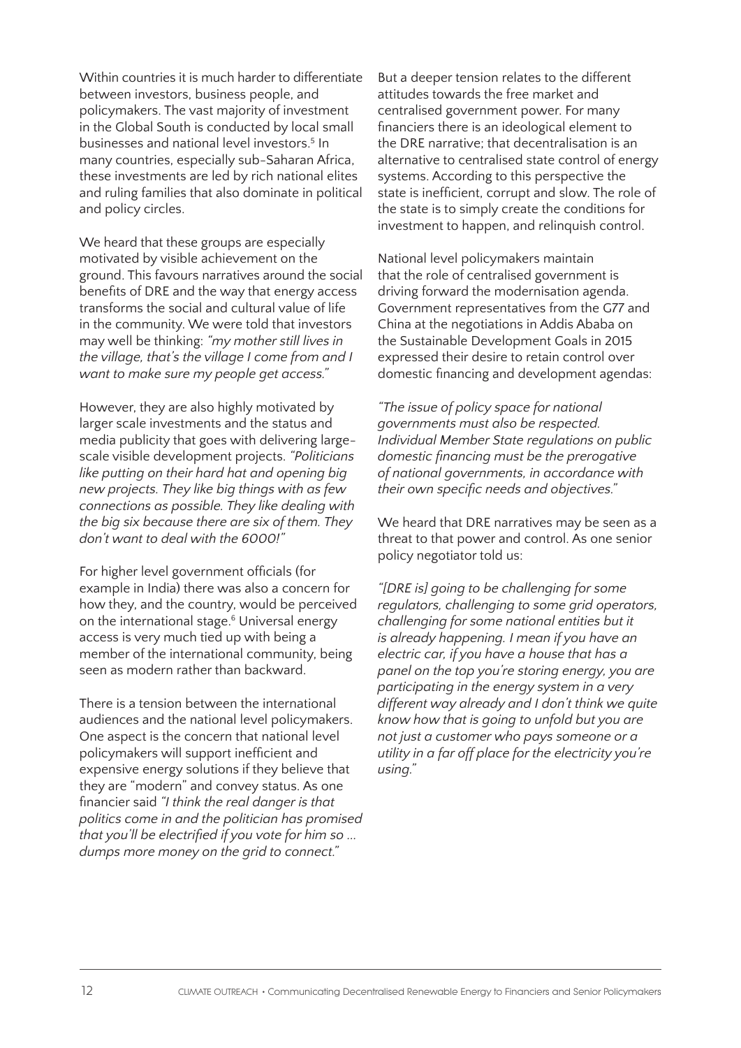Within countries it is much harder to differentiate between investors, business people, and policymakers. The vast majority of investment in the Global South is conducted by local small businesses and national level investors.[5] In many countries, especially sub-Saharan Africa, these investments are led by rich national elites and ruling families that also dominate in political and policy circles.

We heard that these groups are especially motivated by visible achievement on the ground. This favours narratives around the social benefits of DRE and the way that energy access transforms the social and cultural value of life in the community. We were told that investors may well be thinking: *"my mother still lives in the village, that's the village I come from and I want to make sure my people get access."*

However, they are also highly motivated by larger scale investments and the status and media publicity that goes with delivering large-scale visible development projects. *"Politicians like putting on their hard hat and opening big new projects. They like big things with as few connections as possible. They like dealing with the big six because there are six of them. They don't want to deal with the 6000!"*

For higher level government officials (for example in India) there was also a concern for how they, and the country, would be perceived on the international stage.[6] Universal energy access is very much tied up with being a member of the international community, being seen as modern rather than backward.

There is a tension between the international audiences and the national level policymakers. One aspect is the concern that national level policymakers will support inefficient and expensive energy solutions if they believe that they are "modern" and convey status. As one financier said *"I think the real danger is that politics come in and the politician has promised that you'll be electrified if you vote for him so … dumps more money on the grid to connect."*

But a deeper tension relates to the different attitudes towards the free market and centralised government power. For many financiers there is an ideological element to the DRE narrative; that decentralisation is an alternative to centralised state control of energy systems. According to this perspective the state is inefficient, corrupt and slow. The role of the state is to simply create the conditions for investment to happen, and relinquish control.

National level policymakers maintain that the role of centralised government is driving forward the modernisation agenda. Government representatives from the G77 and China at the negotiations in Addis Ababa on the Sustainable Development Goals in 2015 expressed their desire to retain control over domestic financing and development agendas:

*"The issue of policy space for national governments must also be respected. Individual Member State regulations on public domestic financing must be the prerogative of national governments, in accordance with their own specific needs and objectives."*

We heard that DRE narratives may be seen as a threat to that power and control. As one senior policy negotiator told us:

*"[DRE is] going to be challenging for some regulators, challenging to some grid operators, challenging for some national entities but it is already happening. I mean if you have an electric car, if you have a house that has a panel on the top you're storing energy, you are participating in the energy system in a very different way already and I don't think we quite know how that is going to unfold but you are not just a customer who pays someone or a utility in a far off place for the electricity you're using."*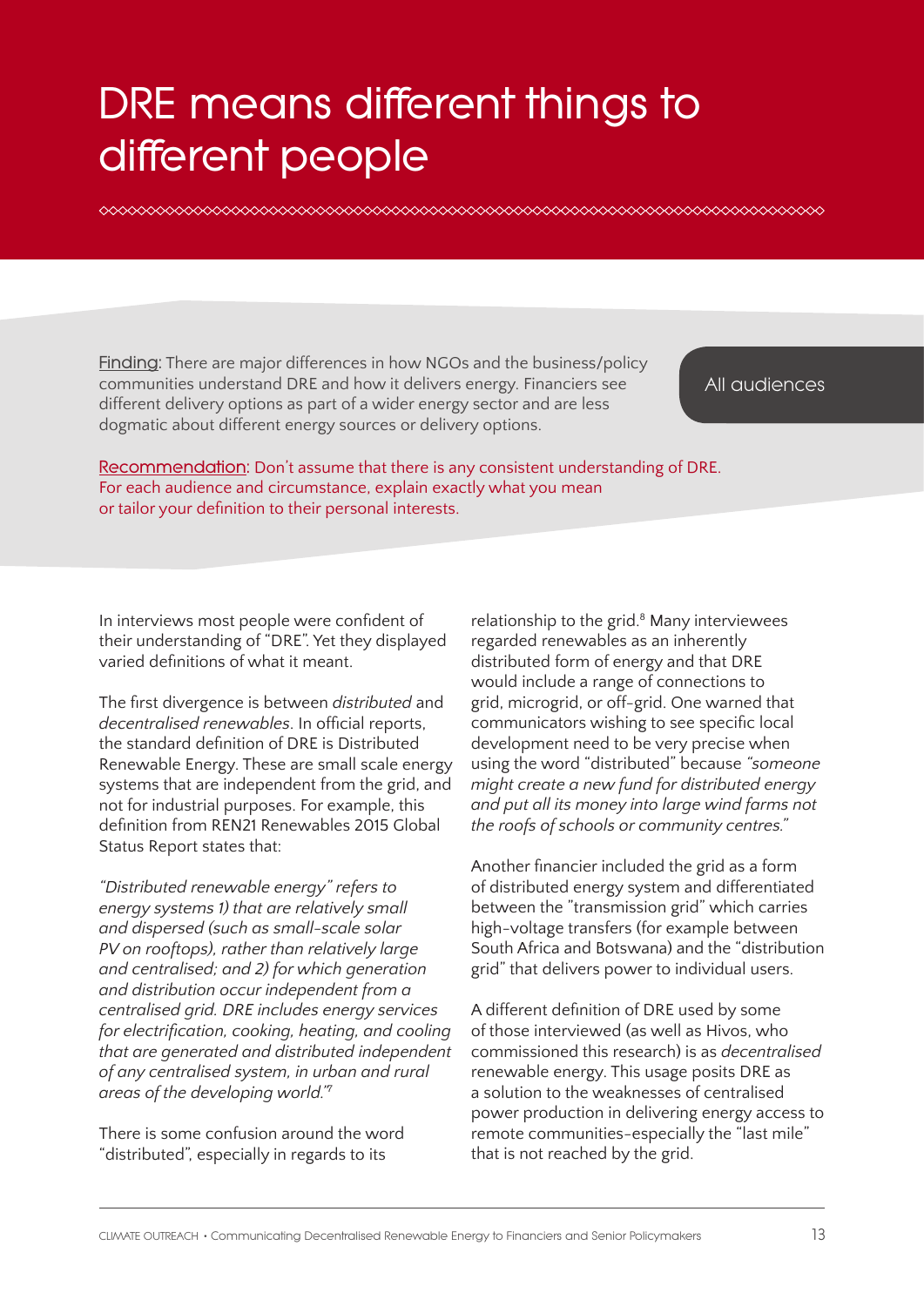# DRE means different things to different people

**Finding:** There are major differences in how NGOs and the business/policy communities understand DRE and how it delivers energy. Financiers see different delivery options as part of a wider energy sector and are less dogmatic about different energy sources or delivery options.

All audiences

**Recommendation:** Don't assume that there is any consistent understanding of DRE. For each audience and circumstance, explain exactly what you mean or tailor your definition to their personal interests.

In interviews most people were confident of their understanding of "DRE". Yet they displayed varied definitions of what it meant.

The first divergence is between *distributed* and *decentralised renewables*. In official reports, the standard definition of DRE is Distributed Renewable Energy. These are small scale energy systems that are independent from the grid, and not for industrial purposes. For example, this definition from REN21 Renewables 2015 Global Status Report states that:

*"Distributed renewable energy" refers to energy systems 1) that are relatively small and dispersed (such as small-scale solar PV on rooftops), rather than relatively large and centralised; and 2) for which generation and distribution occur independent from a centralised grid. DRE includes energy services for electrification, cooking, heating, and cooling that are generated and distributed independent of any centralised system, in urban and rural areas of the developing world."*[7]

There is some confusion around the word "distributed", especially in regards to its relationship to the grid.[8] Many interviewees regarded renewables as an inherently distributed form of energy and that DRE would include a range of connections to grid, microgrid, or off-grid. One warned that communicators wishing to see specific local development need to be very precise when using the word "distributed" because *"someone might create a new fund for distributed energy and put all its money into large wind farms not the roofs of schools or community centres."*

Another financier included the grid as a form of distributed energy system and differentiated between the "transmission grid" which carries high-voltage transfers (for example between South Africa and Botswana) and the "distribution grid" that delivers power to individual users.

A different definition of DRE used by some of those interviewed (as well as Hivos, who commissioned this research) is as *decentralised* renewable energy. This usage posits DRE as a solution to the weaknesses of centralised power production in delivering energy access to remote communities–especially the "last mile" that is not reached by the grid.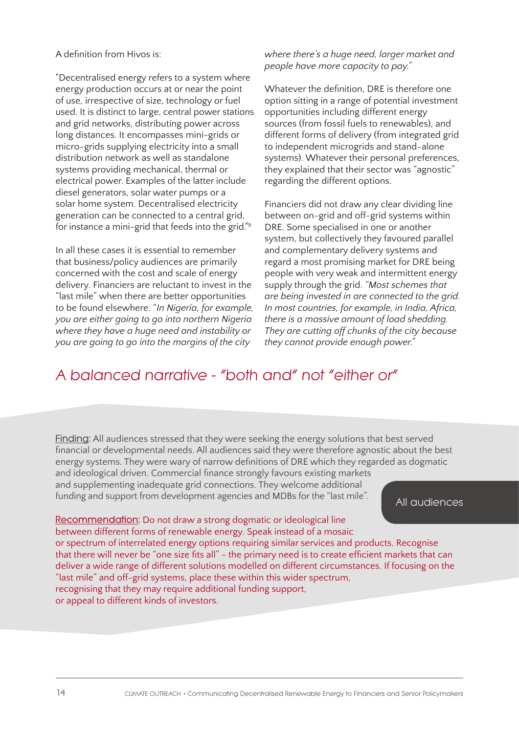A definition from Hivos is:

"Decentralised energy refers to a system where energy production occurs at or near the point of use, irrespective of size, technology or fuel used. It is distinct to large, central power stations and grid networks, distributing power across long distances. It encompasses mini-grids or micro-grids supplying electricity into a small distribution network as well as standalone systems providing mechanical, thermal or electrical power. Examples of the latter include diesel generators, solar water pumps or a solar home system. Decentralised electricity generation can be connected to a central grid, for instance a mini-grid that feeds into the grid."[9]

In all these cases it is essential to remember that business/policy audiences are primarily concerned with the cost and scale of energy delivery. Financiers are reluctant to invest in the "last mile" when there are better opportunities to be found elsewhere. "*In Nigeria, for example, you are either going to go into northern Nigeria where they have a huge need and instability or you are going to go into the margins of the city where there's a huge need, larger market and people have more capacity to pay.*"

Whatever the definition, DRE is therefore one option sitting in a range of potential investment opportunities including different energy sources (from fossil fuels to renewables), and different forms of delivery (from integrated grid to independent microgrids and stand-alone systems). Whatever their personal preferences, they explained that their sector was "agnostic" regarding the different options.

Financiers did not draw any clear dividing line between on-grid and off-grid systems within DRE. Some specialised in one or another system, but collectively they favoured parallel and complementary delivery systems and regard a most promising market for DRE being people with very weak and intermittent energy supply through the grid. *"Most schemes that are being invested in are connected to the grid. In most countries, for example, in India, Africa, there is a massive amount of load shedding. They are cutting off chunks of the city because they cannot provide enough power."*

## A balanced narrative - "both and" not "either or"

**All audiences**

Finding: All audiences stressed that they were seeking the energy solutions that best served financial or developmental needs. All audiences said they were therefore agnostic about the best energy systems. They were wary of narrow definitions of DRE which they regarded as dogmatic and ideological driven. Commercial finance strongly favours existing markets and supplementing inadequate grid connections. They welcome additional funding and support from development agencies and MDBs for the "last mile".

Recommendation: Do not draw a strong dogmatic or ideological line between different forms of renewable energy. Speak instead of a mosaic or spectrum of interrelated energy options requiring similar services and products. Recognise that there will never be "one size fits all" - the primary need is to create efficient markets that can deliver a wide range of different solutions modelled on different circumstances. If focusing on the "last mile" and off-grid systems, place these within this wider spectrum, recognising that they may require additional funding support, or appeal to different kinds of investors.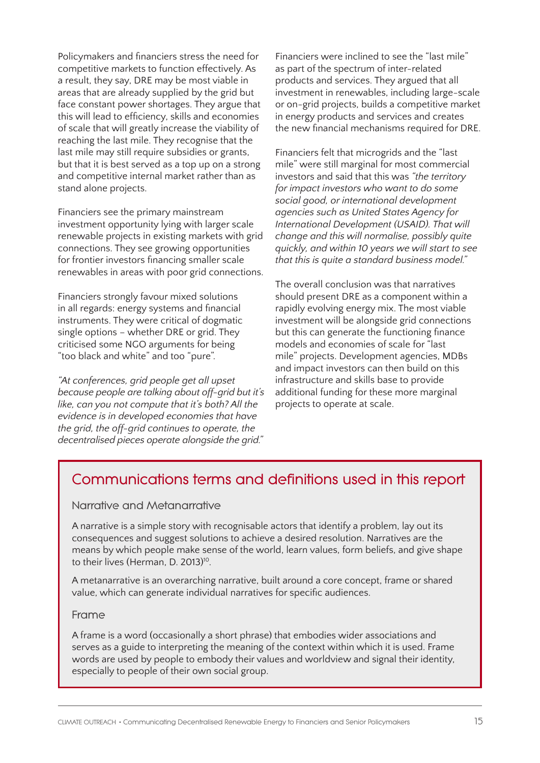Policymakers and financiers stress the need for competitive markets to function effectively. As a result, they say, DRE may be most viable in areas that are already supplied by the grid but face constant power shortages. They argue that this will lead to efficiency, skills and economies of scale that will greatly increase the viability of reaching the last mile. They recognise that the last mile may still require subsidies or grants, but that it is best served as a top up on a strong and competitive internal market rather than as stand alone projects.

Financiers see the primary mainstream investment opportunity lying with larger scale renewable projects in existing markets with grid connections. They see growing opportunities for frontier investors financing smaller scale renewables in areas with poor grid connections.

Financiers strongly favour mixed solutions in all regards: energy systems and financial instruments. They were critical of dogmatic single options – whether DRE or grid. They criticised some NGO arguments for being "too black and white" and too "pure".

*"At conferences, grid people get all upset because people are talking about off-grid but it's like, can you not compute that it's both? All the evidence is in developed economies that have the grid, the off-grid continues to operate, the decentralised pieces operate alongside the grid."*

Financiers were inclined to see the "last mile" as part of the spectrum of inter-related products and services. They argued that all investment in renewables, including large-scale or on-grid projects, builds a competitive market in energy products and services and creates the new financial mechanisms required for DRE.

Financiers felt that microgrids and the "last mile" were still marginal for most commercial investors and said that this was *"the territory for impact investors who want to do some social good, or international development agencies such as United States Agency for International Development (USAID). That will change and this will normalise, possibly quite quickly, and within 10 years we will start to see that this is quite a standard business model."*

The overall conclusion was that narratives should present DRE as a component within a rapidly evolving energy mix. The most viable investment will be alongside grid connections but this can generate the functioning finance models and economies of scale for "last mile" projects. Development agencies, MDBs and impact investors can then build on this infrastructure and skills base to provide additional funding for these more marginal projects to operate at scale.

## Communications terms and definitions used in this report

### Narrative and Metanarrative

A narrative is a simple story with recognisable actors that identify a problem, lay out its consequences and suggest solutions to achieve a desired resolution. Narratives are the means by which people make sense of the world, learn values, form beliefs, and give shape to their lives (Herman, D. 2013)[10].

A metanarrative is an overarching narrative, built around a core concept, frame or shared value, which can generate individual narratives for specific audiences.

### Frame

A frame is a word (occasionally a short phrase) that embodies wider associations and serves as a guide to interpreting the meaning of the context within which it is used. Frame words are used by people to embody their values and worldview and signal their identity, especially to people of their own social group.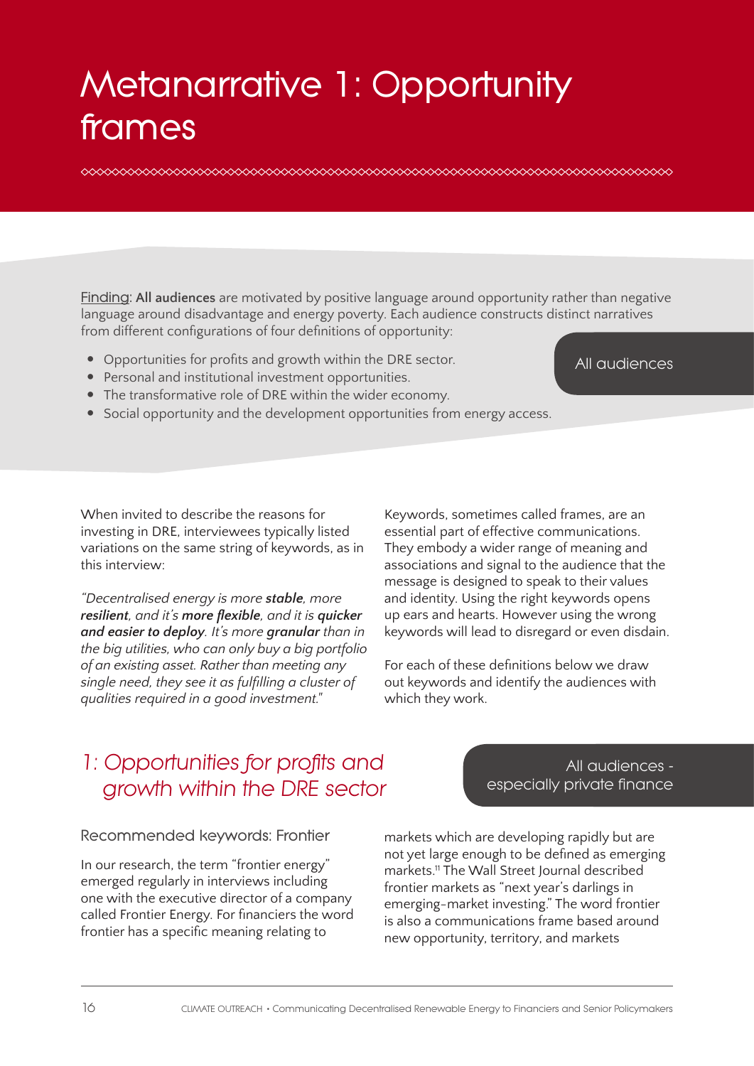# Metanarrative 1: Opportunity frames

<u>Finding</u>: **All audiences** are motivated by positive language around opportunity rather than negative language around disadvantage and energy poverty. Each audience constructs distinct narratives from different configurations of four definitions of opportunity:

- Opportunities for profits and growth within the DRE sector.
- Personal and institutional investment opportunities.
- The transformative role of DRE within the wider economy.
- Social opportunity and the development opportunities from energy access.

All audiences

When invited to describe the reasons for investing in DRE, interviewees typically listed variations on the same string of keywords, as in this interview:

*"Decentralised energy is more **stable**, more **resilient**, and it's **more flexible**, and it is **quicker and easier to deploy**. It's more **granular** than in the big utilities, who can only buy a big portfolio of an existing asset. Rather than meeting any single need, they see it as fulfilling a cluster of qualities required in a good investment."*

Keywords, sometimes called frames, are an essential part of effective communications. They embody a wider range of meaning and associations and signal to the audience that the message is designed to speak to their values and identity. Using the right keywords opens up ears and hearts. However using the wrong keywords will lead to disregard or even disdain.

For each of these definitions below we draw out keywords and identify the audiences with which they work.

## 1: Opportunities for profits and growth within the DRE sector

All audiences - especially private finance

### Recommended keywords: Frontier

In our research, the term "frontier energy" emerged regularly in interviews including one with the executive director of a company called Frontier Energy. For financiers the word frontier has a specific meaning relating to markets which are developing rapidly but are not yet large enough to be defined as emerging markets.[11] The Wall Street Journal described frontier markets as "next year's darlings in emerging-market investing." The word frontier is also a communications frame based around new opportunity, territory, and markets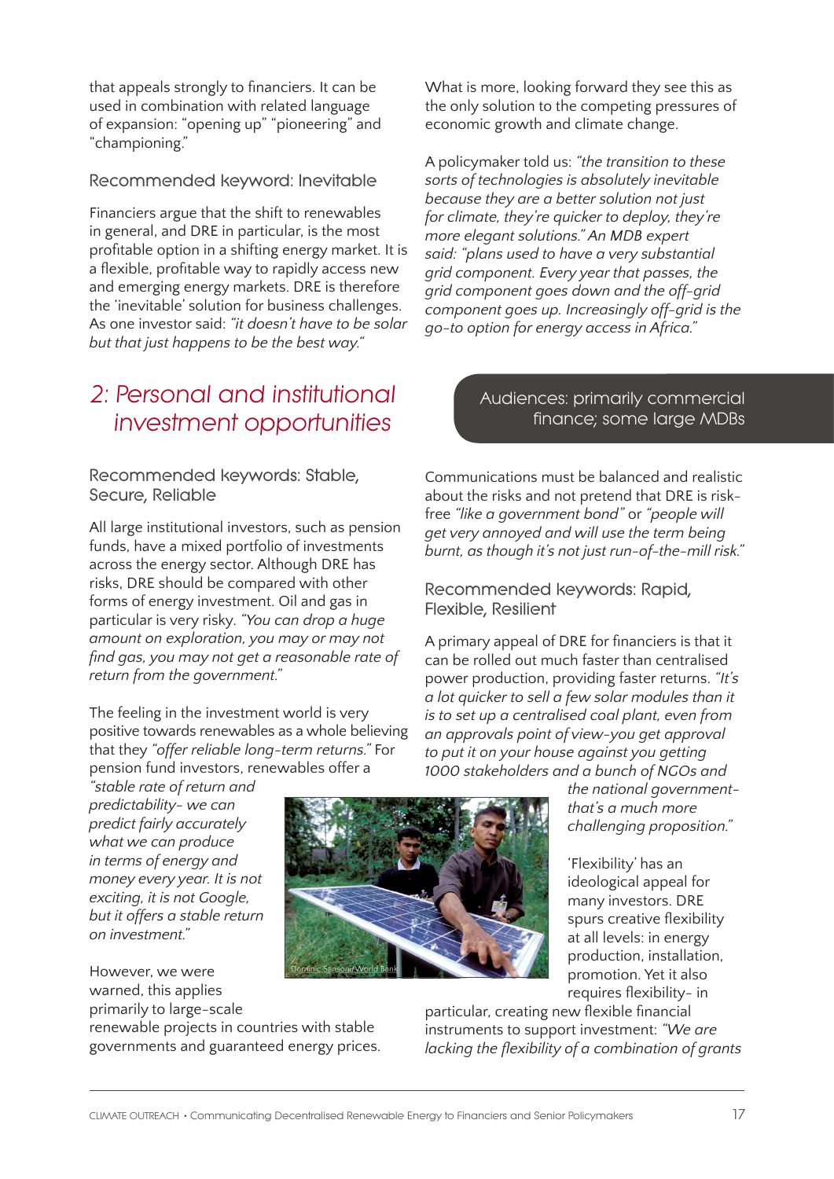that appeals strongly to financiers. It can be used in combination with related language of expansion: "opening up" "pioneering" and "championing."

### Recommended keyword: Inevitable

Financiers argue that the shift to renewables in general, and DRE in particular, is the most profitable option in a shifting energy market. It is a flexible, profitable way to rapidly access new and emerging energy markets. DRE is therefore the 'inevitable' solution for business challenges. As one investor said: *"it doesn't have to be solar but that just happens to be the best way."*

What is more, looking forward they see this as the only solution to the competing pressures of economic growth and climate change.

A policymaker told us: *"the transition to these sorts of technologies is absolutely inevitable because they are a better solution not just for climate, they're quicker to deploy, they're more elegant solutions."* An MDB expert said: *"plans used to have a very substantial grid component. Every year that passes, the grid component goes down and the off-grid component goes up. Increasingly off-grid is the go-to option for energy access in Africa."*

## 2: Personal and institutional investment opportunities

Audiences: primarily commercial finance; some large MDBs

### Recommended keywords: Stable, Secure, Reliable

All large institutional investors, such as pension funds, have a mixed portfolio of investments across the energy sector. Although DRE has risks, DRE should be compared with other forms of energy investment. Oil and gas in particular is very risky. *"You can drop a huge amount on exploration, you may or may not find gas, you may not get a reasonable rate of return from the government."*

The feeling in the investment world is very positive towards renewables as a whole believing that they *"offer reliable long-term returns."* For pension fund investors, renewables offer a *"stable rate of return and predictability- we can predict fairly accurately what we can produce in terms of energy and money every year. It is not exciting, it is not Google, but it offers a stable return on investment."*

However, we were warned, this applies primarily to large-scale renewable projects in countries with stable governments and guaranteed energy prices.

Dominic Sansoni/World Bank

Communications must be balanced and realistic about the risks and not pretend that DRE is risk-free *"like a government bond"* or *"people will get very annoyed and will use the term being burnt, as though it's not just run-of-the-mill risk."*

### Recommended keywords: Rapid, Flexible, Resilient

A primary appeal of DRE for financiers is that it can be rolled out much faster than centralised power production, providing faster returns. *"It's a lot quicker to sell a few solar modules than it is to set up a centralised coal plant, even from an approvals point of view-you get approval to put it on your house against you getting 1000 stakeholders and a bunch of NGOs and the national government- that's a much more challenging proposition."*

'Flexibility' has an ideological appeal for many investors. DRE spurs creative flexibility at all levels: in energy production, installation, promotion. Yet it also requires flexibility- in particular, creating new flexible financial instruments to support investment: *"We are lacking the flexibility of a combination of grants*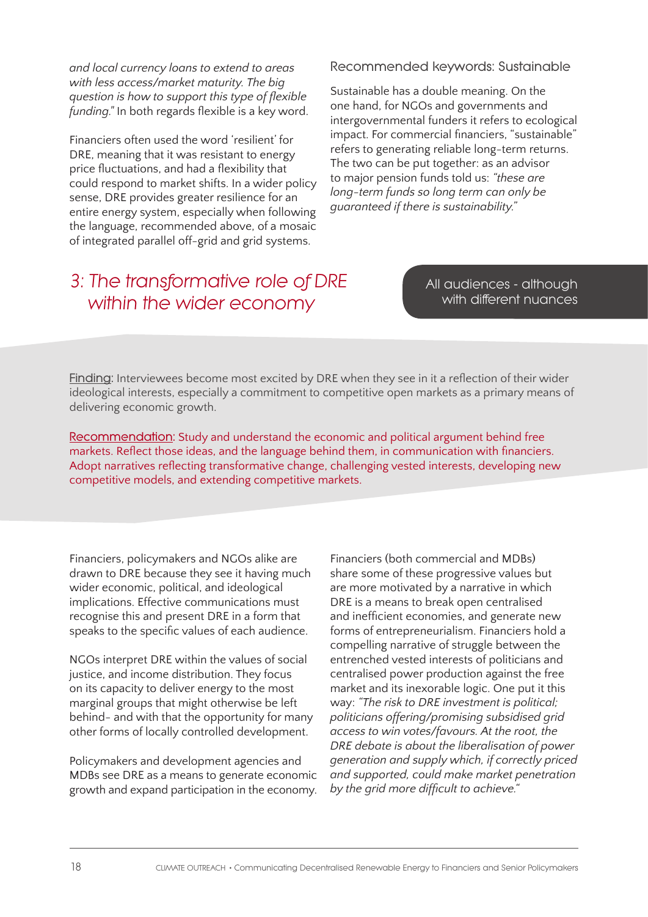*and local currency loans to extend to areas with less access/market maturity. The big question is how to support this type of flexible funding."* In both regards flexible is a key word.

Financiers often used the word 'resilient' for DRE, meaning that it was resistant to energy price fluctuations, and had a flexibility that could respond to market shifts. In a wider policy sense, DRE provides greater resilience for an entire energy system, especially when following the language, recommended above, of a mosaic of integrated parallel off-grid and grid systems.

### Recommended keywords: Sustainable

Sustainable has a double meaning. On the one hand, for NGOs and governments and intergovernmental funders it refers to ecological impact. For commercial financiers, "sustainable" refers to generating reliable long-term returns. The two can be put together: as an advisor to major pension funds told us: *"these are long-term funds so long term can only be guaranteed if there is sustainability."*

## 3: The transformative role of DRE within the wider economy

All audiences - although with different nuances

Finding: Interviewees become most excited by DRE when they see in it a reflection of their wider ideological interests, especially a commitment to competitive open markets as a primary means of delivering economic growth.

Recommendation: Study and understand the economic and political argument behind free markets. Reflect those ideas, and the language behind them, in communication with financiers. Adopt narratives reflecting transformative change, challenging vested interests, developing new competitive models, and extending competitive markets.

Financiers, policymakers and NGOs alike are drawn to DRE because they see it having much wider economic, political, and ideological implications. Effective communications must recognise this and present DRE in a form that speaks to the specific values of each audience.

NGOs interpret DRE within the values of social justice, and income distribution. They focus on its capacity to deliver energy to the most marginal groups that might otherwise be left behind- and with that the opportunity for many other forms of locally controlled development.

Policymakers and development agencies and MDBs see DRE as a means to generate economic growth and expand participation in the economy.

Financiers (both commercial and MDBs) share some of these progressive values but are more motivated by a narrative in which DRE is a means to break open centralised and inefficient economies, and generate new forms of entrepreneurialism. Financiers hold a compelling narrative of struggle between the entrenched vested interests of politicians and centralised power production against the free market and its inexorable logic. One put it this way: *"The risk to DRE investment is political; politicians offering/promising subsidised grid access to win votes/favours. At the root, the DRE debate is about the liberalisation of power generation and supply which, if correctly priced and supported, could make market penetration by the grid more difficult to achieve."*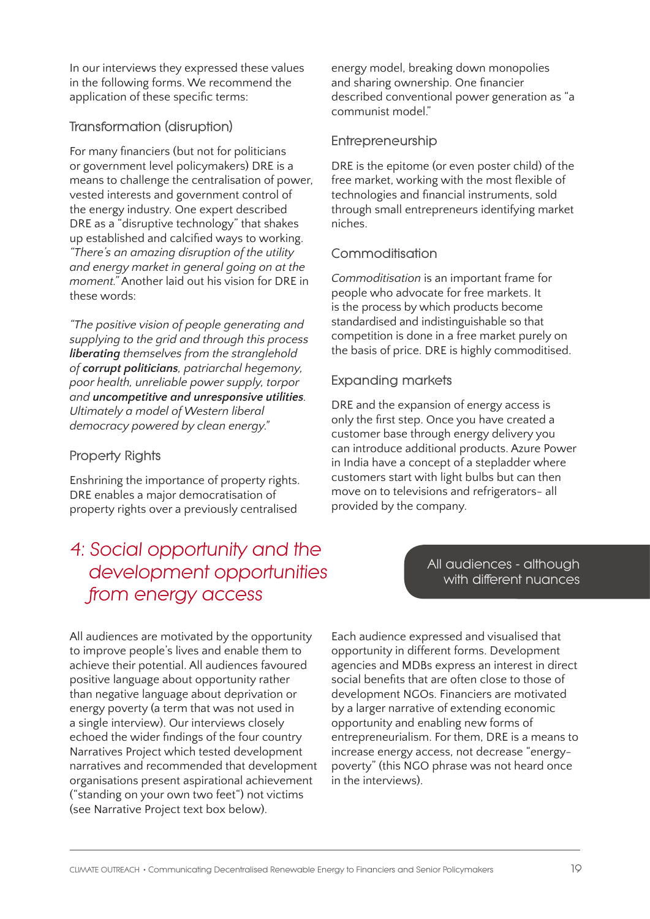In our interviews they expressed these values in the following forms. We recommend the application of these specific terms:

### Transformation (disruption)

For many financiers (but not for politicians or government level policymakers) DRE is a means to challenge the centralisation of power, vested interests and government control of the energy industry. One expert described DRE as a "disruptive technology" that shakes up established and calcified ways to working. *"There's an amazing disruption of the utility and energy market in general going on at the moment."* Another laid out his vision for DRE in these words:

*"The positive vision of people generating and supplying to the grid and through this process **liberating** themselves from the strangle­hold of **corrupt politicians**, patriarchal hegemony, poor health, unreliable power supply, torpor and **uncompetitive and unresponsive utilities**. Ultimately a model of Western liberal democracy powered by clean energy."*

### Property Rights

Enshrining the importance of property rights. DRE enables a major democratisation of property rights over a previously centralised energy model, breaking down monopolies and sharing ownership. One financier described conventional power generation as "a communist model."

### Entrepreneurship

DRE is the epitome (or even poster child) of the free market, working with the most flexible of technologies and financial instruments, sold through small entrepreneurs identifying market niches.

### Commoditisation

*Commoditisation* is an important frame for people who advocate for free markets. It is the process by which products become standardised and indistinguishable so that competition is done in a free market purely on the basis of price. DRE is highly commoditised.

### Expanding markets

DRE and the expansion of energy access is only the first step. Once you have created a customer base through energy delivery you can introduce additional products. Azure Power in India have a concept of a stepladder where customers start with light bulbs but can then move on to televisions and refrigerators– all provided by the company.

## *4: Social opportunity and the development opportunities from energy access*

All audiences - although with different nuances

All audiences are motivated by the opportunity to improve people's lives and enable them to achieve their potential. All audiences favoured positive language about opportunity rather than negative language about deprivation or energy poverty (a term that was not used in a single interview). Our interviews closely echoed the wider findings of the four country Narratives Project which tested development narratives and recommended that development organisations present aspirational achievement ("standing on your own two feet") not victims (see Narrative Project text box below).

Each audience expressed and visualised that opportunity in different forms. Development agencies and MDBs express an interest in direct social benefits that are often close to those of development NGOs. Financiers are motivated by a larger narrative of extending economic opportunity and enabling new forms of entrepreneurialism. For them, DRE is a means to increase energy access, not decrease "energy-poverty" (this NGO phrase was not heard once in the interviews).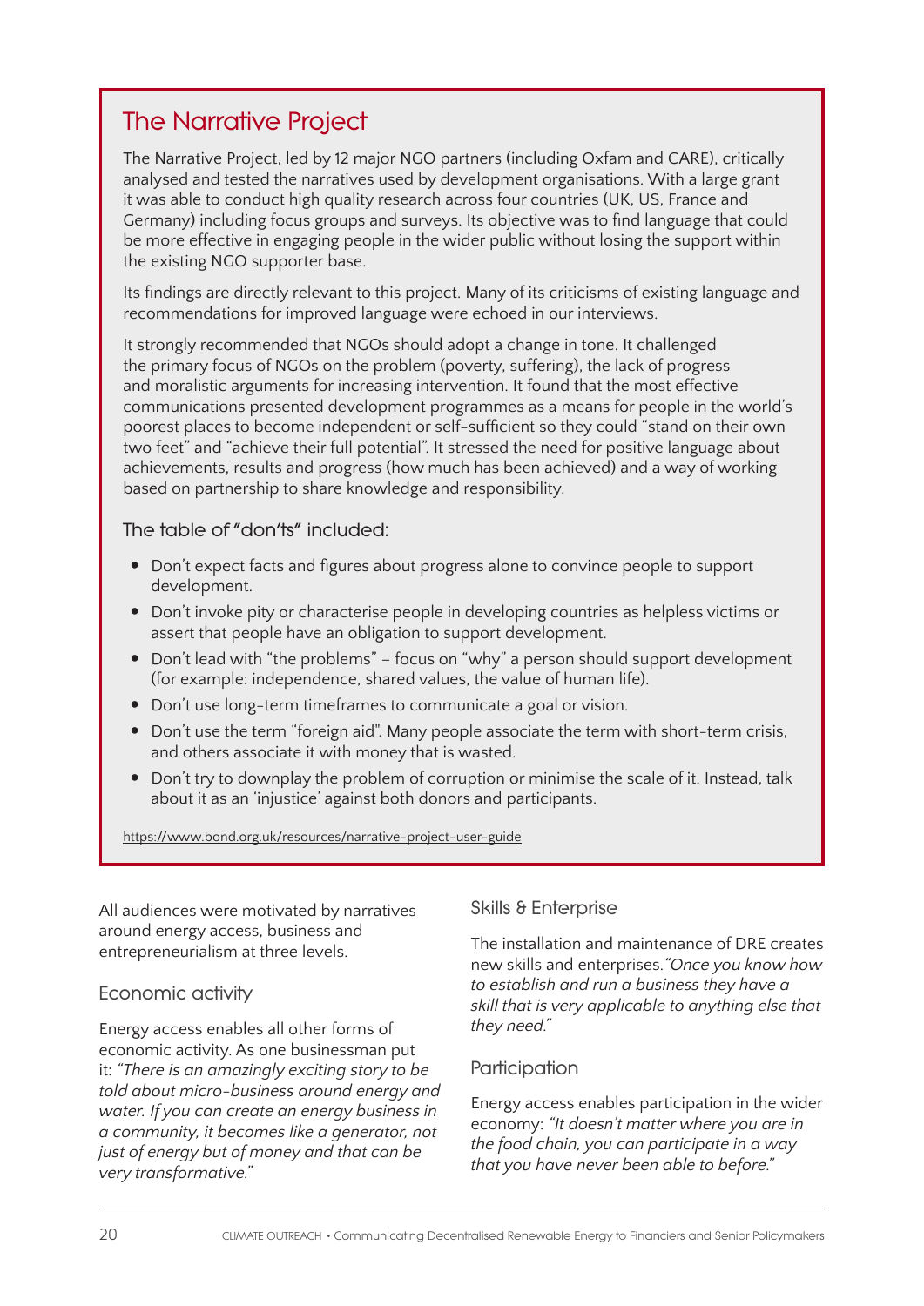## The Narrative Project

The Narrative Project, led by 12 major NGO partners (including Oxfam and CARE), critically analysed and tested the narratives used by development organisations. With a large grant it was able to conduct high quality research across four countries (UK, US, France and Germany) including focus groups and surveys. Its objective was to find language that could be more effective in engaging people in the wider public without losing the support within the existing NGO supporter base.

Its findings are directly relevant to this project. Many of its criticisms of existing language and recommendations for improved language were echoed in our interviews.

It strongly recommended that NGOs should adopt a change in tone. It challenged the primary focus of NGOs on the problem (poverty, suffering), the lack of progress and moralistic arguments for increasing intervention. It found that the most effective communications presented development programmes as a means for people in the world's poorest places to become independent or self-sufficient so they could "stand on their own two feet" and "achieve their full potential". It stressed the need for positive language about achievements, results and progress (how much has been achieved) and a way of working based on partnership to share knowledge and responsibility.

### The table of "don'ts" included:

- Don't expect facts and figures about progress alone to convince people to support development.
- Don't invoke pity or characterise people in developing countries as helpless victims or assert that people have an obligation to support development.
- Don't lead with "the problems" – focus on "why" a person should support development (for example: independence, shared values, the value of human life).
- Don't use long-term timeframes to communicate a goal or vision.
- Don't use the term "foreign aid". Many people associate the term with short-term crisis, and others associate it with money that is wasted.
- Don't try to downplay the problem of corruption or minimise the scale of it. Instead, talk about it as an 'injustice' against both donors and participants.

https://www.bond.org.uk/resources/narrative-project-user-guide

All audiences were motivated by narratives around energy access, business and entrepreneurialism at three levels.

### Economic activity

Energy access enables all other forms of economic activity. As one businessman put it: *"There is an amazingly exciting story to be told about micro-business around energy and water. If you can create an energy business in a community, it becomes like a generator, not just of energy but of money and that can be very transformative."*

### Skills & Enterprise

The installation and maintenance of DRE creates new skills and enterprises. *"Once you know how to establish and run a business they have a skill that is very applicable to anything else that they need."*

### Participation

Energy access enables participation in the wider economy: *"It doesn't matter where you are in the food chain, you can participate in a way that you have never been able to before."*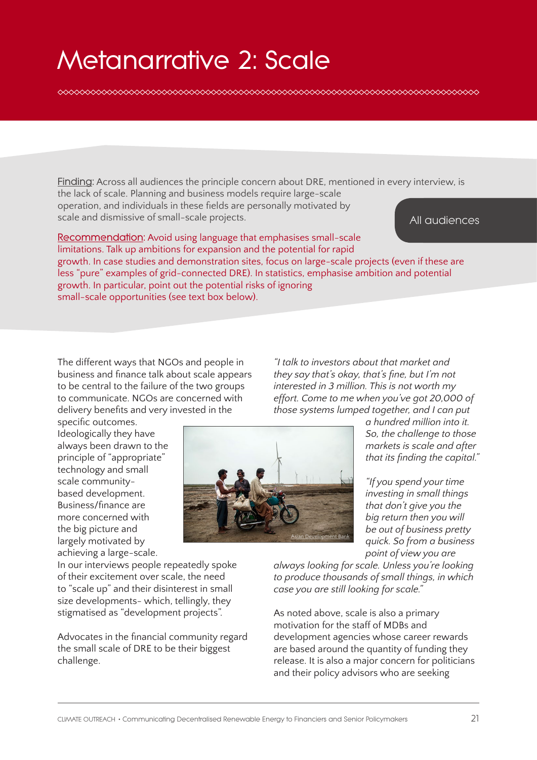# Metanarrative 2: Scale

All audiences

Finding: Across all audiences the principle concern about DRE, mentioned in every interview, is the lack of scale. Planning and business models require large-scale operation, and individuals in these fields are personally motivated by scale and dismissive of small-scale projects.

Recommendation: Avoid using language that emphasises small-scale limitations. Talk up ambitions for expansion and the potential for rapid growth. In case studies and demonstration sites, focus on large-scale projects (even if these are less "pure" examples of grid-connected DRE). In statistics, emphasise ambition and potential growth. In particular, point out the potential risks of ignoring small-scale opportunities (see text box below).

The different ways that NGOs and people in business and finance talk about scale appears to be central to the failure of the two groups to communicate. NGOs are concerned with delivery benefits and very invested in the specific outcomes. Ideologically they have always been drawn to the principle of "appropriate" technology and small scale community-based development. Business/finance are more concerned with the big picture and largely motivated by achieving a large-scale. In our interviews people repeatedly spoke of their excitement over scale, the need to "scale up" and their disinterest in small size developments- which, tellingly, they stigmatised as "development projects".

Advocates in the financial community regard the small scale of DRE to be their biggest challenge.

*"I talk to investors about that market and they say that's okay, that's fine, but I'm not interested in 3 million. This is not worth my effort. Come to me when you've got 20,000 of those systems lumped together, and I can put a hundred million into it. So, the challenge to those markets is scale and after that its finding the capital."*

*"If you spend your time investing in small things that don't give you the big return then you will be out of business pretty quick. So from a business point of view you are always looking for scale. Unless you're looking to produce thousands of small things, in which case you are still looking for scale."*

As noted above, scale is also a primary motivation for the staff of MDBs and development agencies whose career rewards are based around the quantity of funding they release. It is also a major concern for politicians and their policy advisors who are seeking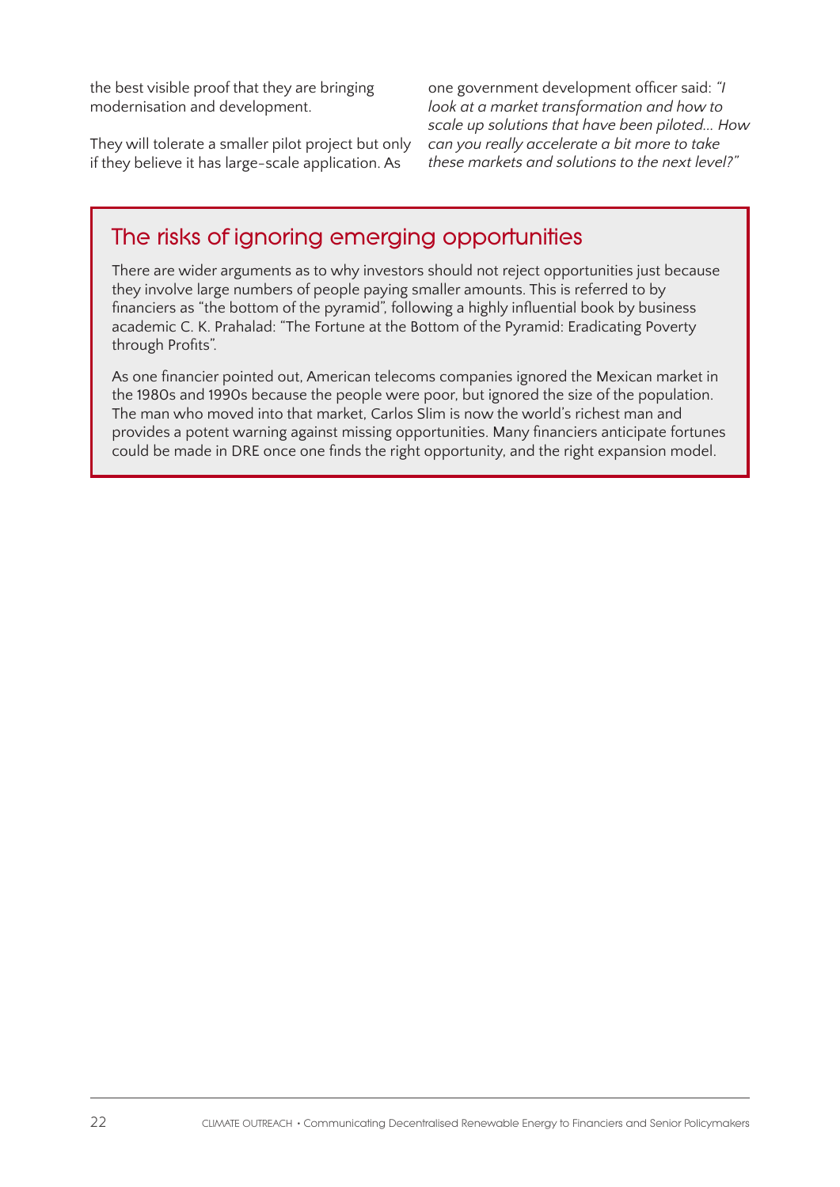the best visible proof that they are bringing modernisation and development.

They will tolerate a smaller pilot project but only if they believe it has large-scale application. As one government development officer said: *"I look at a market transformation and how to scale up solutions that have been piloted... How can you really accelerate a bit more to take these markets and solutions to the next level?"*

## The risks of ignoring emerging opportunities

There are wider arguments as to why investors should not reject opportunities just because they involve large numbers of people paying smaller amounts. This is referred to by financiers as "the bottom of the pyramid", following a highly influential book by business academic C. K. Prahalad: "The Fortune at the Bottom of the Pyramid: Eradicating Poverty through Profits".

As one financier pointed out, American telecoms companies ignored the Mexican market in the 1980s and 1990s because the people were poor, but ignored the size of the population. The man who moved into that market, Carlos Slim is now the world's richest man and provides a potent warning against missing opportunities. Many financiers anticipate fortunes could be made in DRE once one finds the right opportunity, and the right expansion model.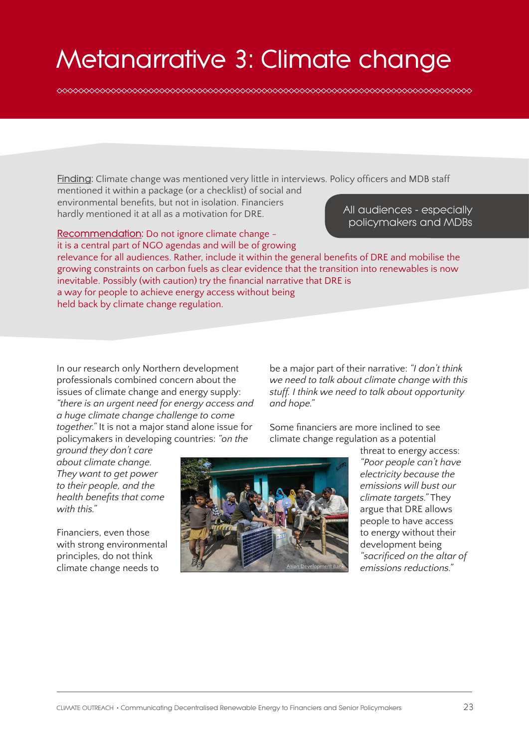# Metanarrative 3: Climate change

<u>Finding</u>: Climate change was mentioned very little in interviews. Policy officers and MDB staff mentioned it within a package (or a checklist) of social and environmental benefits, but not in isolation. Financiers hardly mentioned it at all as a motivation for DRE.

All audiences - especially policymakers and MDBs

<u>Recommendation</u>: Do not ignore climate change – it is a central part of NGO agendas and will be of growing relevance for all audiences. Rather, include it within the general benefits of DRE and mobilise the growing constraints on carbon fuels as clear evidence that the transition into renewables is now inevitable. Possibly (with caution) try the financial narrative that DRE is a way for people to achieve energy access without being held back by climate change regulation.

In our research only Northern development professionals combined concern about the issues of climate change and energy supply: *"there is an urgent need for energy access and a huge climate change challenge to come together."* It is not a major stand alone issue for policymakers in developing countries: *"on the ground they don't care about climate change. They want to get power to their people, and the health benefits that come with this."*

Financiers, even those with strong environmental principles, do not think climate change needs to be a major part of their narrative: *"I don't think we need to talk about climate change with this stuff. I think we need to talk about opportunity and hope."*

Some financiers are more inclined to see climate change regulation as a potential threat to energy access: *"Poor people can't have electricity because the emissions will bust our climate targets."* They argue that DRE allows people to have access to energy without their development being *"sacrificed on the altar of emissions reductions."*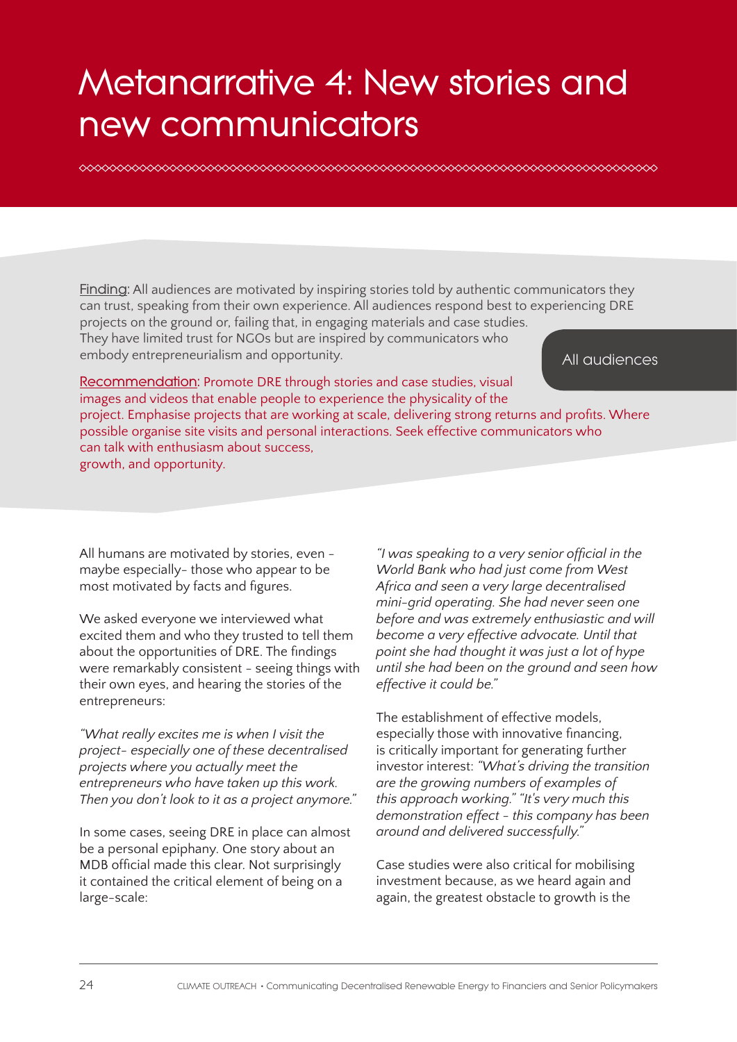# Metanarrative 4: New stories and new communicators

Finding: All audiences are motivated by inspiring stories told by authentic communicators they can trust, speaking from their own experience. All audiences respond best to experiencing DRE projects on the ground or, failing that, in engaging materials and case studies. They have limited trust for NGOs but are inspired by communicators who embody entrepreneurialism and opportunity.

All audiences

Recommendation: Promote DRE through stories and case studies, visual images and videos that enable people to experience the physicality of the project. Emphasise projects that are working at scale, delivering strong returns and profits. Where possible organise site visits and personal interactions. Seek effective communicators who can talk with enthusiasm about success, growth, and opportunity.

All humans are motivated by stories, even - maybe especially- those who appear to be most motivated by facts and figures.

We asked everyone we interviewed what excited them and who they trusted to tell them about the opportunities of DRE. The findings were remarkably consistent - seeing things with their own eyes, and hearing the stories of the entrepreneurs:

*"What really excites me is when I visit the project- especially one of these decentralised projects where you actually meet the entrepreneurs who have taken up this work. Then you don't look to it as a project anymore."*

In some cases, seeing DRE in place can almost be a personal epiphany. One story about an MDB official made this clear. Not surprisingly it contained the critical element of being on a large-scale:

*"I was speaking to a very senior official in the World Bank who had just come from West Africa and seen a very large decentralised mini-grid operating. She had never seen one before and was extremely enthusiastic and will become a very effective advocate. Until that point she had thought it was just a lot of hype until she had been on the ground and seen how effective it could be."*

The establishment of effective models, especially those with innovative financing, is critically important for generating further investor interest: *"What's driving the transition are the growing numbers of examples of this approach working." "It's very much this demonstration effect - this company has been around and delivered successfully."*

Case studies were also critical for mobilising investment because, as we heard again and again, the greatest obstacle to growth is the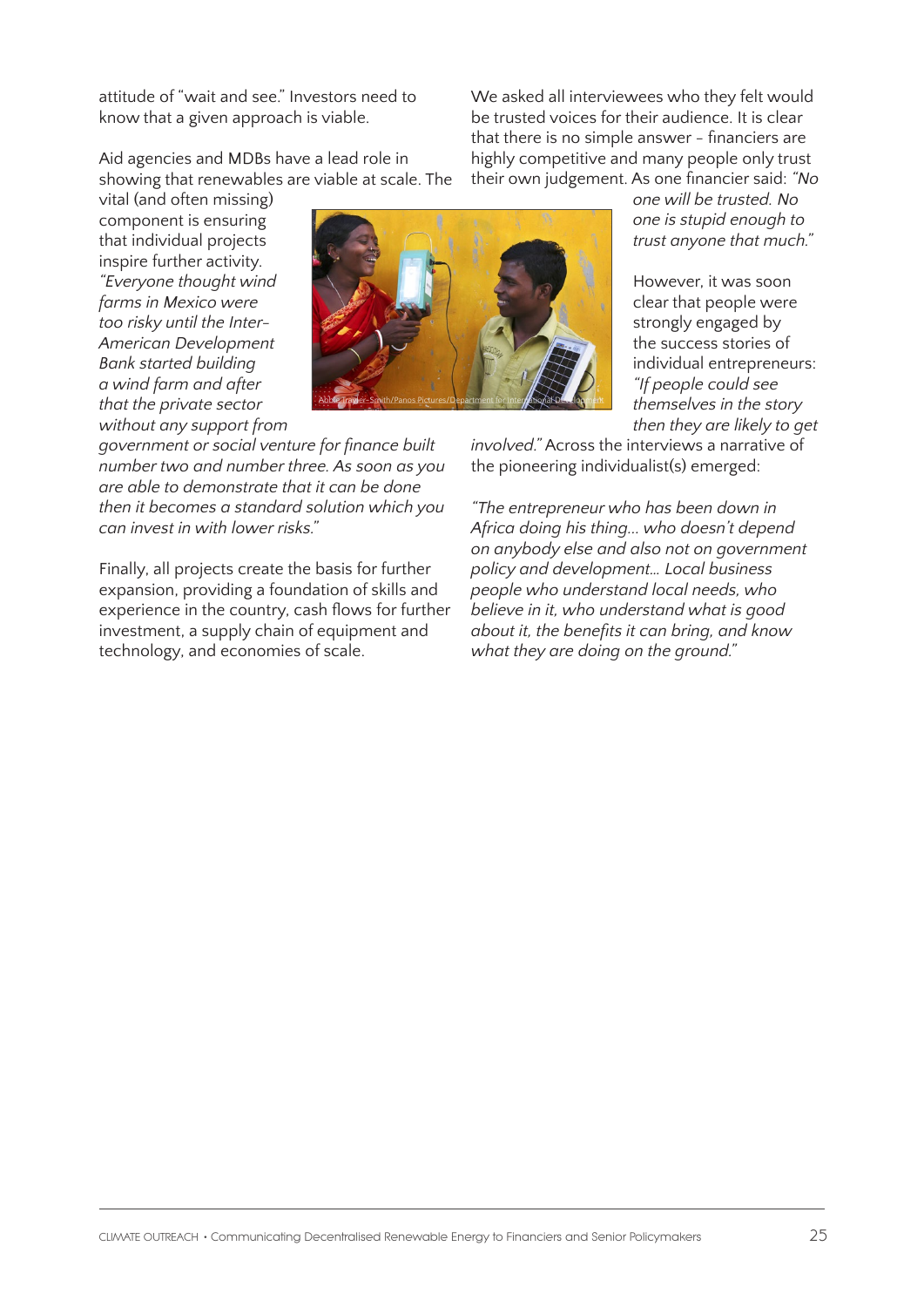attitude of "wait and see." Investors need to know that a given approach is viable.

Aid agencies and MDBs have a lead role in showing that renewables are viable at scale. The vital (and often missing) component is ensuring that individual projects inspire further activity. *"Everyone thought wind farms in Mexico were too risky until the Inter-American Development Bank started building a wind farm and after that the private sector without any support from government or social venture for finance built number two and number three. As soon as you are able to demonstrate that it can be done then it becomes a standard solution which you can invest in with lower risks."*

Abbie Trayler-Smith/Panos Pictures/Department for International Development

Finally, all projects create the basis for further expansion, providing a foundation of skills and experience in the country, cash flows for further investment, a supply chain of equipment and technology, and economies of scale.

We asked all interviewees who they felt would be trusted voices for their audience. It is clear that there is no simple answer - financiers are highly competitive and many people only trust their own judgement. As one financier said: *"No one will be trusted. No one is stupid enough to trust anyone that much."*

However, it was soon clear that people were strongly engaged by the success stories of individual entrepreneurs: *"If people could see themselves in the story then they are likely to get involved."* Across the interviews a narrative of the pioneering individualist(s) emerged:

*"The entrepreneur who has been down in Africa doing his thing… who doesn't depend on anybody else and also not on government policy and development… Local business people who understand local needs, who believe in it, who understand what is good about it, the benefits it can bring, and know what they are doing on the ground."*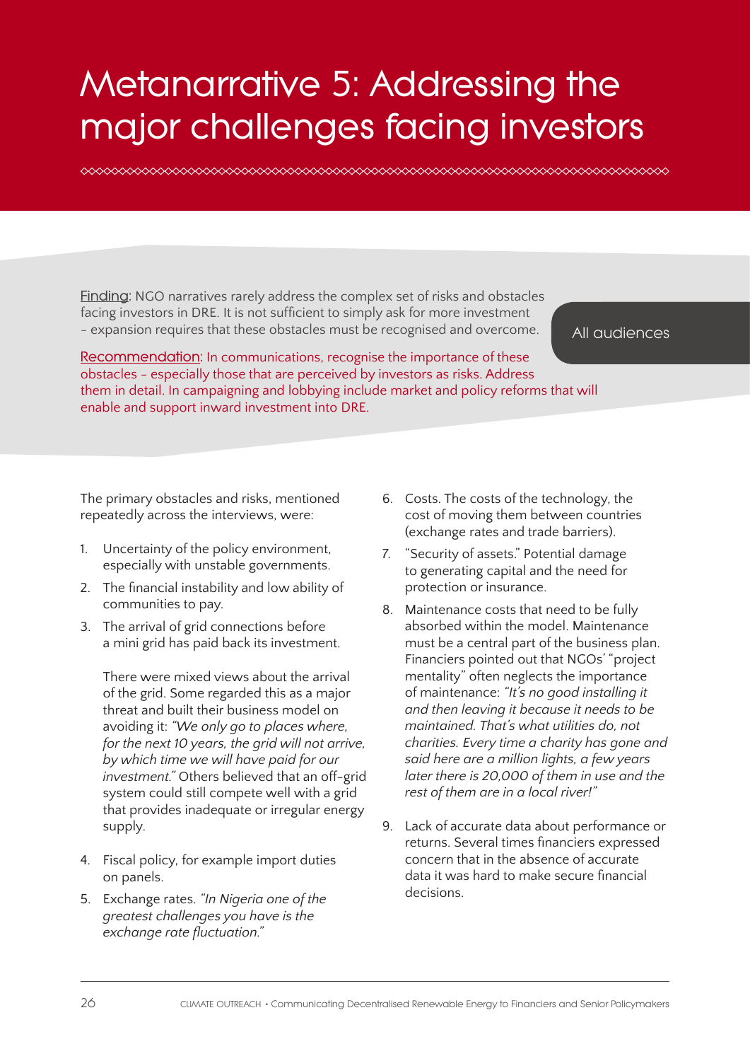# Metanarrative 5: Addressing the major challenges facing investors

Finding: NGO narratives rarely address the complex set of risks and obstacles facing investors in DRE. It is not sufficient to simply ask for more investment – expansion requires that these obstacles must be recognised and overcome.

All audiences

Recommendation: In communications, recognise the importance of these obstacles – especially those that are perceived by investors as risks. Address them in detail. In campaigning and lobbying include market and policy reforms that will enable and support inward investment into DRE.

The primary obstacles and risks, mentioned repeatedly across the interviews, were:

1. Uncertainty of the policy environment, especially with unstable governments.
2. The financial instability and low ability of communities to pay.
3. The arrival of grid connections before a mini grid has paid back its investment.

   There were mixed views about the arrival of the grid. Some regarded this as a major threat and built their business model on avoiding it: *"We only go to places where, for the next 10 years, the grid will not arrive, by which time we will have paid for our investment."* Others believed that an off-grid system could still compete well with a grid that provides inadequate or irregular energy supply.

4. Fiscal policy, for example import duties on panels.
5. Exchange rates. *"In Nigeria one of the greatest challenges you have is the exchange rate fluctuation."*
6. Costs. The costs of the technology, the cost of moving them between countries (exchange rates and trade barriers).
7. "Security of assets." Potential damage to generating capital and the need for protection or insurance.
8. Maintenance costs that need to be fully absorbed within the model. Maintenance must be a central part of the business plan. Financiers pointed out that NGOs' "project mentality" often neglects the importance of maintenance: *"It's no good installing it and then leaving it because it needs to be maintained. That's what utilities do, not charities. Every time a charity has gone and said here are a million lights, a few years later there is 20,000 of them in use and the rest of them are in a local river!"*
9. Lack of accurate data about performance or returns. Several times financiers expressed concern that in the absence of accurate data it was hard to make secure financial decisions.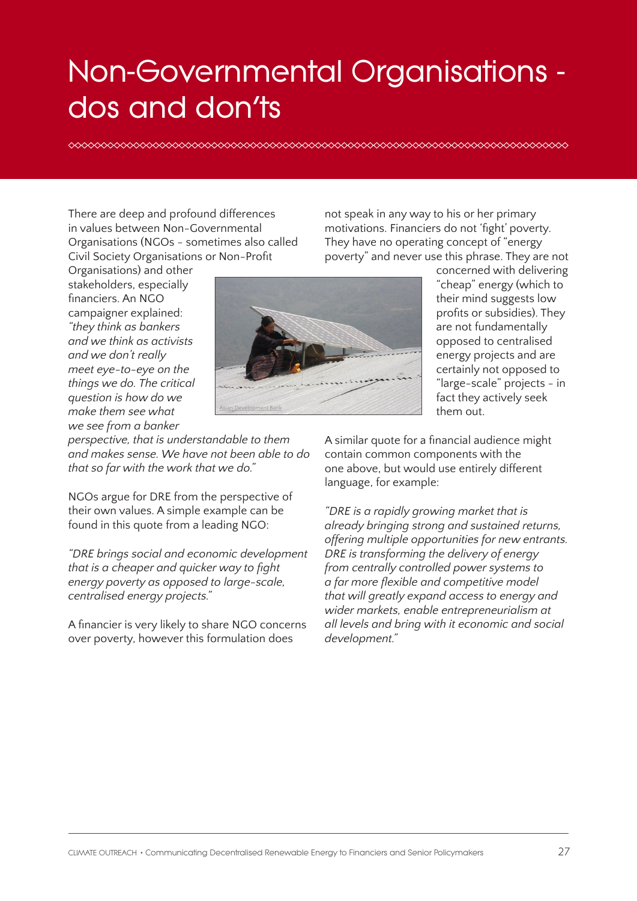# Non-Governmental Organisations - dos and don'ts

There are deep and profound differences in values between Non-Governmental Organisations (NGOs - sometimes also called Civil Society Organisations or Non-Profit Organisations) and other stakeholders, especially financiers. An NGO campaigner explained: *"they think as bankers and we think as activists and we don't really meet eye-to-eye on the things we do. The critical question is how do we make them see what we see from a banker perspective, that is understandable to them and makes sense. We have not been able to do that so far with the work that we do."*

NGOs argue for DRE from the perspective of their own values. A simple example can be found in this quote from a leading NGO:

*"DRE brings social and economic development that is a cheaper and quicker way to fight energy poverty as opposed to large-scale, centralised energy projects."*

A financier is very likely to share NGO concerns over poverty, however this formulation does not speak in any way to his or her primary motivations. Financiers do not 'fight' poverty. They have no operating concept of "energy poverty" and never use this phrase. They are not concerned with delivering "cheap" energy (which to their mind suggests low profits or subsidies). They are not fundamentally opposed to centralised energy projects and are certainly not opposed to "large-scale" projects - in fact they actively seek them out.

A similar quote for a financial audience might contain common components with the one above, but would use entirely different language, for example:

*"DRE is a rapidly growing market that is already bringing strong and sustained returns, offering multiple opportunities for new entrants. DRE is transforming the delivery of energy from centrally controlled power systems to a far more flexible and competitive model that will greatly expand access to energy and wider markets, enable entrepreneurialism at all levels and bring with it economic and social development."*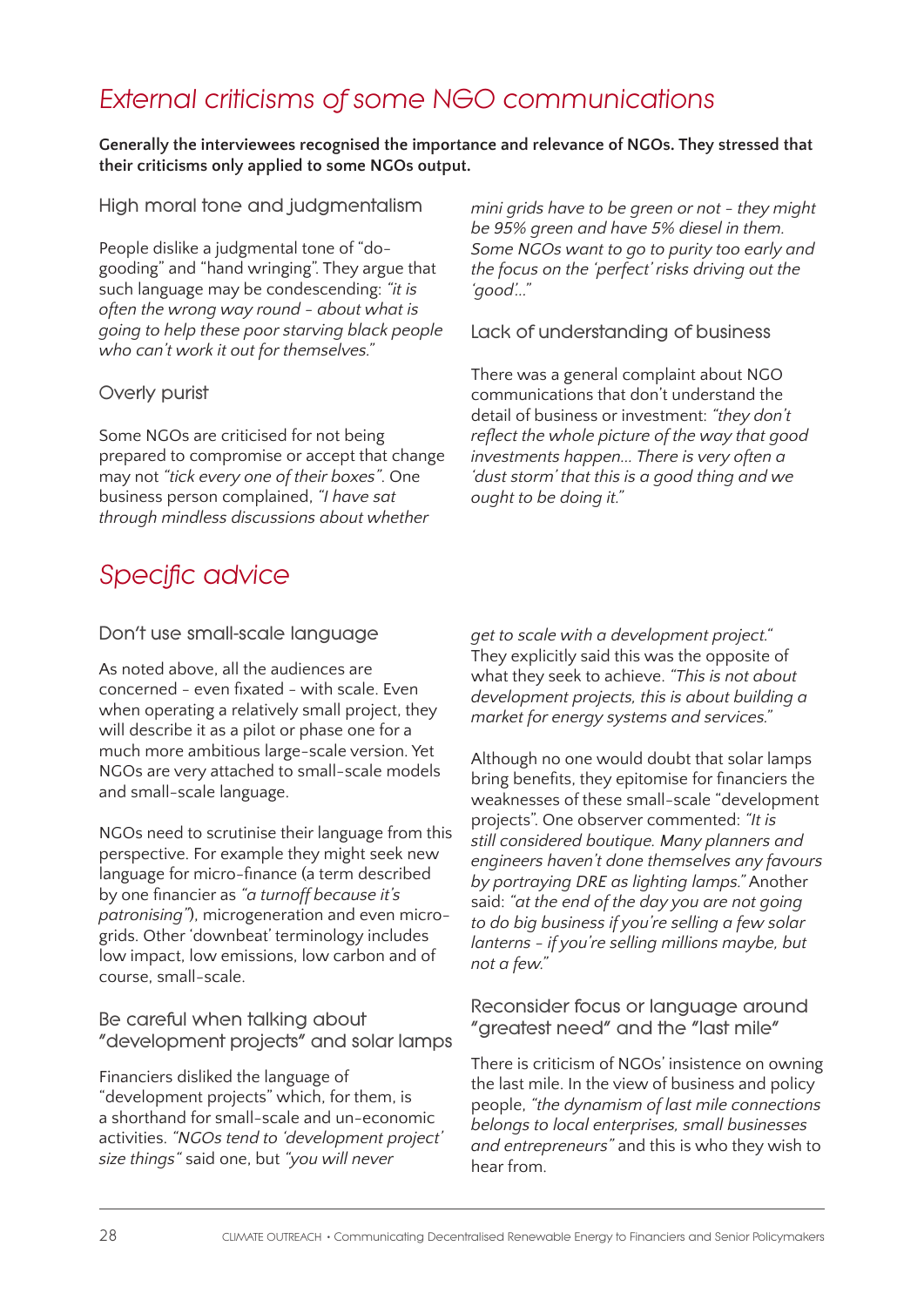## External criticisms of some NGO communications

**Generally the interviewees recognised the importance and relevance of NGOs. They stressed that their criticisms only applied to some NGOs output.**

### High moral tone and judgmentalism

People dislike a judgmental tone of "do-gooding" and "hand wringing". They argue that such language may be condescending: *"it is often the wrong way round - about what is going to help these poor starving black people who can't work it out for themselves."*

### Overly purist

Some NGOs are criticised for not being prepared to compromise or accept that change may not *"tick every one of their boxes"*. One business person complained, *"I have sat through mindless discussions about whether mini grids have to be green or not - they might be 95% green and have 5% diesel in them. Some NGOs want to go to purity too early and the focus on the 'perfect' risks driving out the 'good'..."*

### Lack of understanding of business

There was a general complaint about NGO communications that don't understand the detail of business or investment: *"they don't reflect the whole picture of the way that good investments happen... There is very often a 'dust storm' that this is a good thing and we ought to be doing it."*

## Specific advice

### Don't use small-scale language

As noted above, all the audiences are concerned - even fixated - with scale. Even when operating a relatively small project, they will describe it as a pilot or phase one for a much more ambitious large-scale version. Yet NGOs are very attached to small-scale models and small-scale language.

NGOs need to scrutinise their language from this perspective. For example they might seek new language for micro-finance (a term described by one financier as *"a turnoff because it's patronising"*), microgeneration and even micro-grids. Other 'downbeat' terminology includes low impact, low emissions, low carbon and of course, small-scale.

### Be careful when talking about "development projects" and solar lamps

Financiers disliked the language of "development projects" which, for them, is a shorthand for small-scale and un-economic activities. *"NGOs tend to 'development project' size things"* said one, but *"you will never get to scale with a development project."* They explicitly said this was the opposite of what they seek to achieve. *"This is not about development projects, this is about building a market for energy systems and services."*

Although no one would doubt that solar lamps bring benefits, they epitomise for financiers the weaknesses of these small-scale "development projects". One observer commented: *"It is still considered boutique. Many planners and engineers haven't done themselves any favours by portraying DRE as lighting lamps."* Another said: *"at the end of the day you are not going to do big business if you're selling a few solar lanterns - if you're selling millions maybe, but not a few."*

### Reconsider focus or language around "greatest need" and the "last mile"

There is criticism of NGOs' insistence on owning the last mile. In the view of business and policy people, *"the dynamism of last mile connections belongs to local enterprises, small businesses and entrepreneurs"* and this is who they wish to hear from.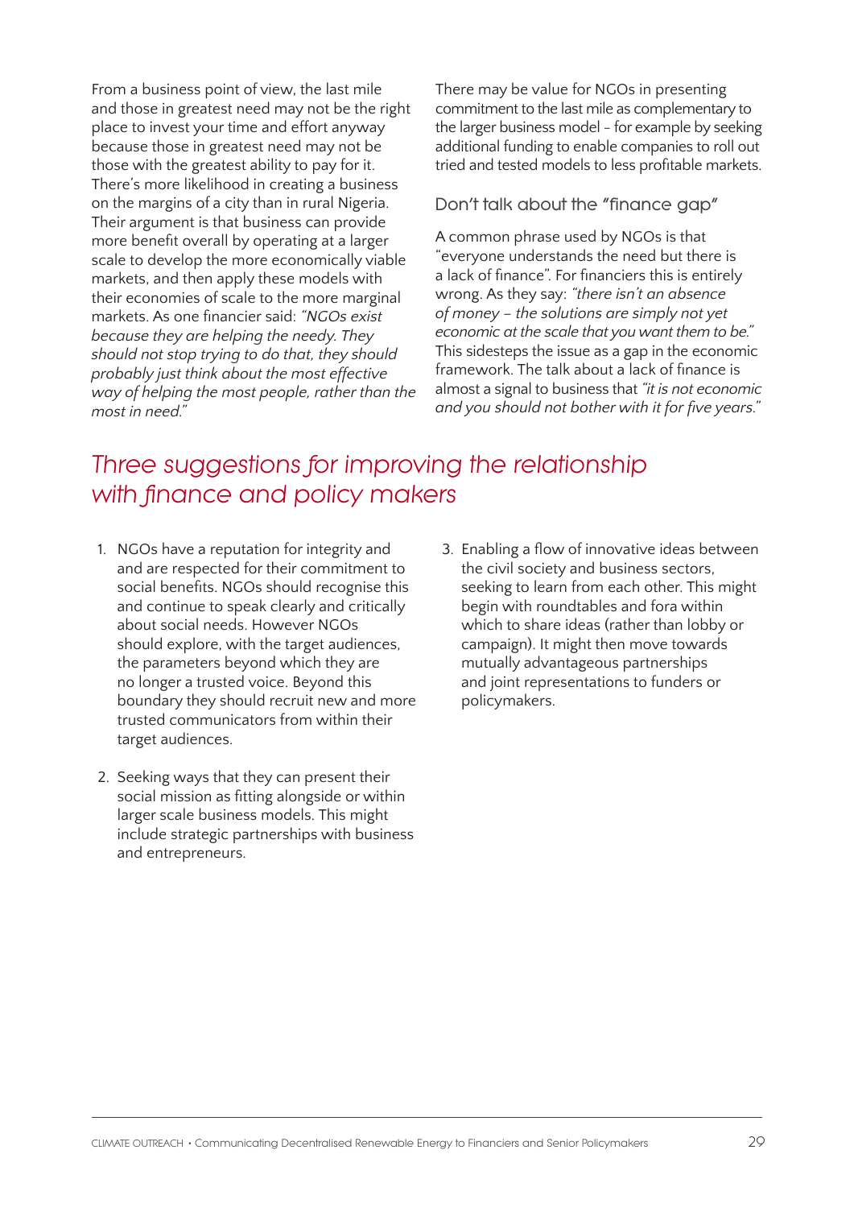From a business point of view, the last mile and those in greatest need may not be the right place to invest your time and effort anyway because those in greatest need may not be those with the greatest ability to pay for it. There's more likelihood in creating a business on the margins of a city than in rural Nigeria. Their argument is that business can provide more benefit overall by operating at a larger scale to develop the more economically viable markets, and then apply these models with their economies of scale to the more marginal markets. As one financier said: *"NGOs exist because they are helping the needy. They should not stop trying to do that, they should probably just think about the most effective way of helping the most people, rather than the most in need."*

There may be value for NGOs in presenting commitment to the last mile as complementary to the larger business model - for example by seeking additional funding to enable companies to roll out tried and tested models to less profitable markets.

### Don't talk about the "finance gap"

A common phrase used by NGOs is that "everyone understands the need but there is a lack of finance". For financiers this is entirely wrong. As they say: *"there isn't an absence of money – the solutions are simply not yet economic at the scale that you want them to be."* This sidesteps the issue as a gap in the economic framework. The talk about a lack of finance is almost a signal to business that *"it is not economic and you should not bother with it for five years."*

## *Three suggestions for improving the relationship with finance and policy makers*

1. NGOs have a reputation for integrity and and are respected for their commitment to social benefits. NGOs should recognise this and continue to speak clearly and critically about social needs. However NGOs should explore, with the target audiences, the parameters beyond which they are no longer a trusted voice. Beyond this boundary they should recruit new and more trusted communicators from within their target audiences.

2. Seeking ways that they can present their social mission as fitting alongside or within larger scale business models. This might include strategic partnerships with business and entrepreneurs.

3. Enabling a flow of innovative ideas between the civil society and business sectors, seeking to learn from each other. This might begin with roundtables and fora within which to share ideas (rather than lobby or campaign). It might then move towards mutually advantageous partnerships and joint representations to funders or policymakers.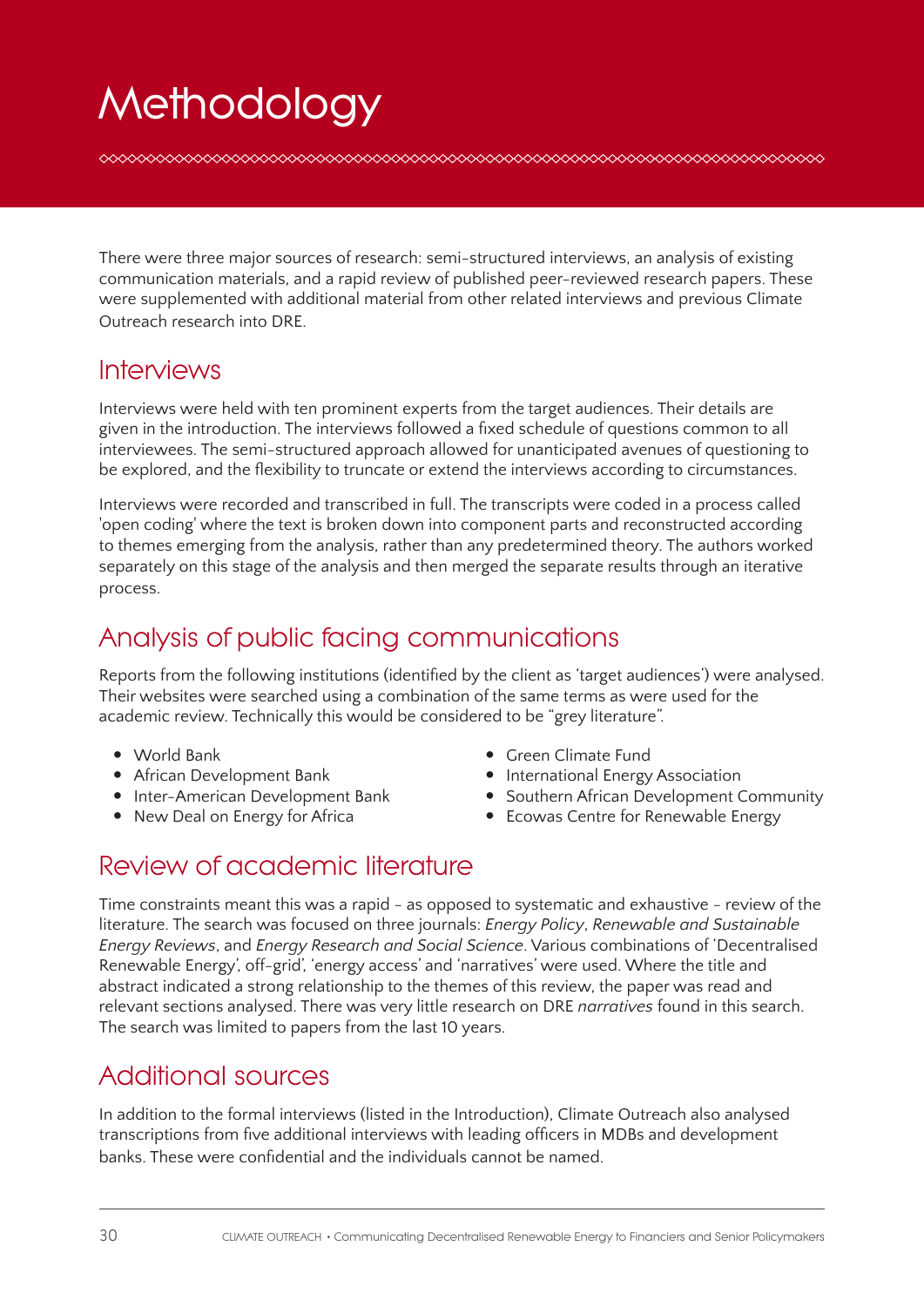# Methodology

There were three major sources of research: semi-structured interviews, an analysis of existing communication materials, and a rapid review of published peer-reviewed research papers. These were supplemented with additional material from other related interviews and previous Climate Outreach research into DRE.

## Interviews

Interviews were held with ten prominent experts from the target audiences. Their details are given in the introduction. The interviews followed a fixed schedule of questions common to all interviewees. The semi-structured approach allowed for unanticipated avenues of questioning to be explored, and the flexibility to truncate or extend the interviews according to circumstances.

Interviews were recorded and transcribed in full. The transcripts were coded in a process called 'open coding' where the text is broken down into component parts and reconstructed according to themes emerging from the analysis, rather than any predetermined theory. The authors worked separately on this stage of the analysis and then merged the separate results through an iterative process.

## Analysis of public facing communications

Reports from the following institutions (identified by the client as 'target audiences') were analysed. Their websites were searched using a combination of the same terms as were used for the academic review. Technically this would be considered to be "grey literature".

- World Bank
- African Development Bank
- Inter-American Development Bank
- New Deal on Energy for Africa
- Green Climate Fund
- International Energy Association
- Southern African Development Community
- Ecowas Centre for Renewable Energy

## Review of academic literature

Time constraints meant this was a rapid - as opposed to systematic and exhaustive - review of the literature. The search was focused on three journals: *Energy Policy*, *Renewable and Sustainable Energy Reviews*, and *Energy Research and Social Science*. Various combinations of 'Decentralised Renewable Energy', off-grid', 'energy access' and 'narratives' were used. Where the title and abstract indicated a strong relationship to the themes of this review, the paper was read and relevant sections analysed. There was very little research on DRE *narratives* found in this search. The search was limited to papers from the last 10 years.

## Additional sources

In addition to the formal interviews (listed in the Introduction), Climate Outreach also analysed transcriptions from five additional interviews with leading officers in MDBs and development banks. These were confidential and the individuals cannot be named.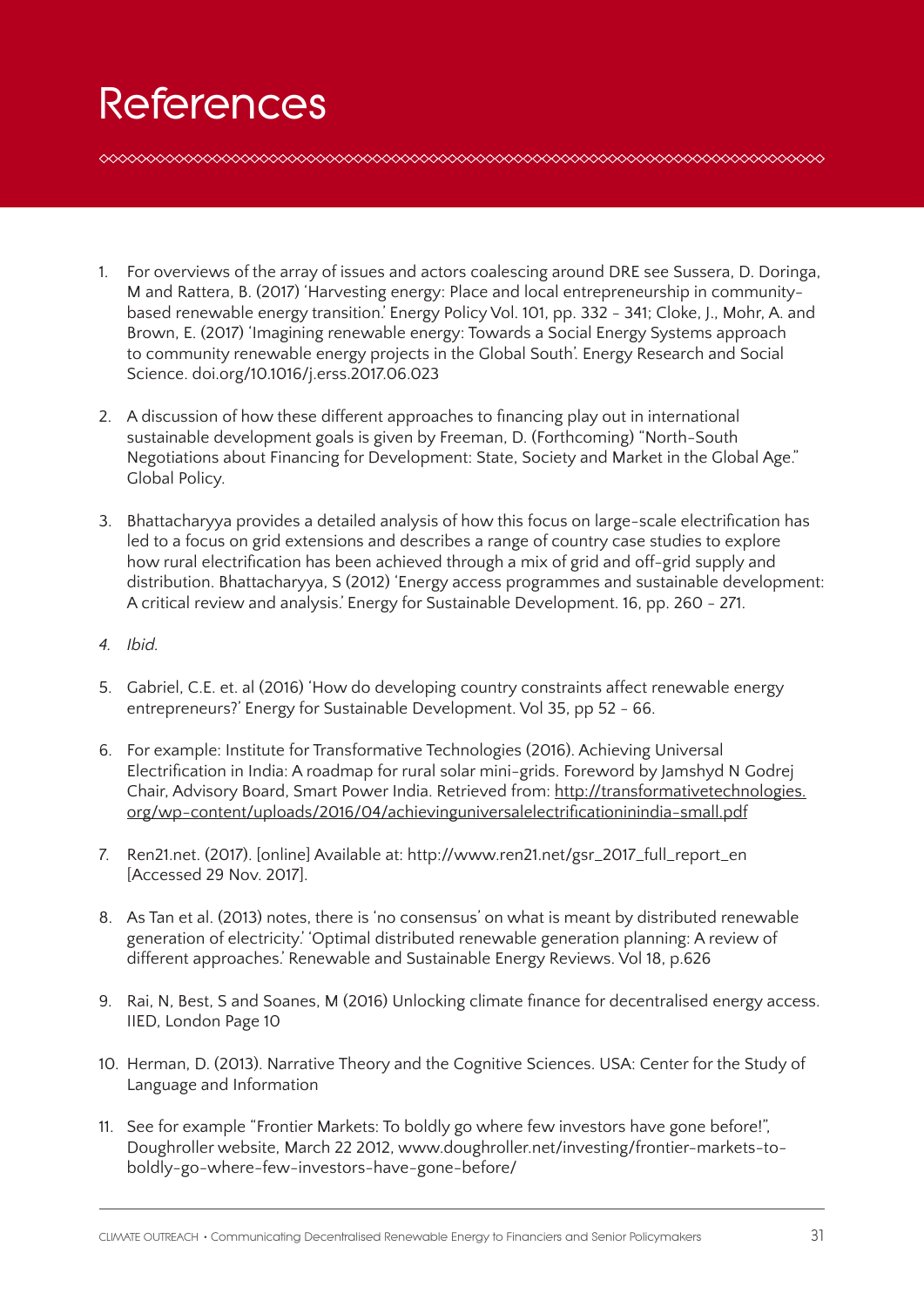# References

1. For overviews of the array of issues and actors coalescing around DRE see Sussera, D. Doringa, M and Rattera, B. (2017) 'Harvesting energy: Place and local entrepreneurship in community-based renewable energy transition.' Energy Policy Vol. 101, pp. 332 - 341; Cloke, J., Mohr, A. and Brown, E. (2017) 'Imagining renewable energy: Towards a Social Energy Systems approach to community renewable energy projects in the Global South'. Energy Research and Social Science. doi.org/10.1016/j.erss.2017.06.023

2. A discussion of how these different approaches to financing play out in international sustainable development goals is given by Freeman, D. (Forthcoming) "North-South Negotiations about Financing for Development: State, Society and Market in the Global Age." Global Policy.

3. Bhattacharyya provides a detailed analysis of how this focus on large-scale electrification has led to a focus on grid extensions and describes a range of country case studies to explore how rural electrification has been achieved through a mix of grid and off-grid supply and distribution. Bhattacharyya, S (2012) 'Energy access programmes and sustainable development: A critical review and analysis.' Energy for Sustainable Development. 16, pp. 260 - 271.

4. *Ibid.*

5. Gabriel, C.E. et. al (2016) 'How do developing country constraints affect renewable energy entrepreneurs?' Energy for Sustainable Development. Vol 35, pp 52 - 66.

6. For example: Institute for Transformative Technologies (2016). Achieving Universal Electrification in India: A roadmap for rural solar mini-grids. Foreword by Jamshyd N Godrej Chair, Advisory Board, Smart Power India. Retrieved from: http://transformativetechnologies.org/wp-content/uploads/2016/04/achievinguniversalelectrificationinindia-small.pdf

7. Ren21.net. (2017). [online] Available at: http://www.ren21.net/gsr_2017_full_report_en [Accessed 29 Nov. 2017].

8. As Tan et al. (2013) notes, there is 'no consensus' on what is meant by distributed renewable generation of electricity.' 'Optimal distributed renewable generation planning: A review of different approaches.' Renewable and Sustainable Energy Reviews. Vol 18, p.626

9. Rai, N, Best, S and Soanes, M (2016) Unlocking climate finance for decentralised energy access. IIED, London Page 10

10. Herman, D. (2013). Narrative Theory and the Cognitive Sciences. USA: Center for the Study of Language and Information

11. See for example "Frontier Markets: To boldly go where few investors have gone before!", Doughroller website, March 22 2012, www.doughroller.net/investing/frontier-markets-to-boldly-go-where-few-investors-have-gone-before/